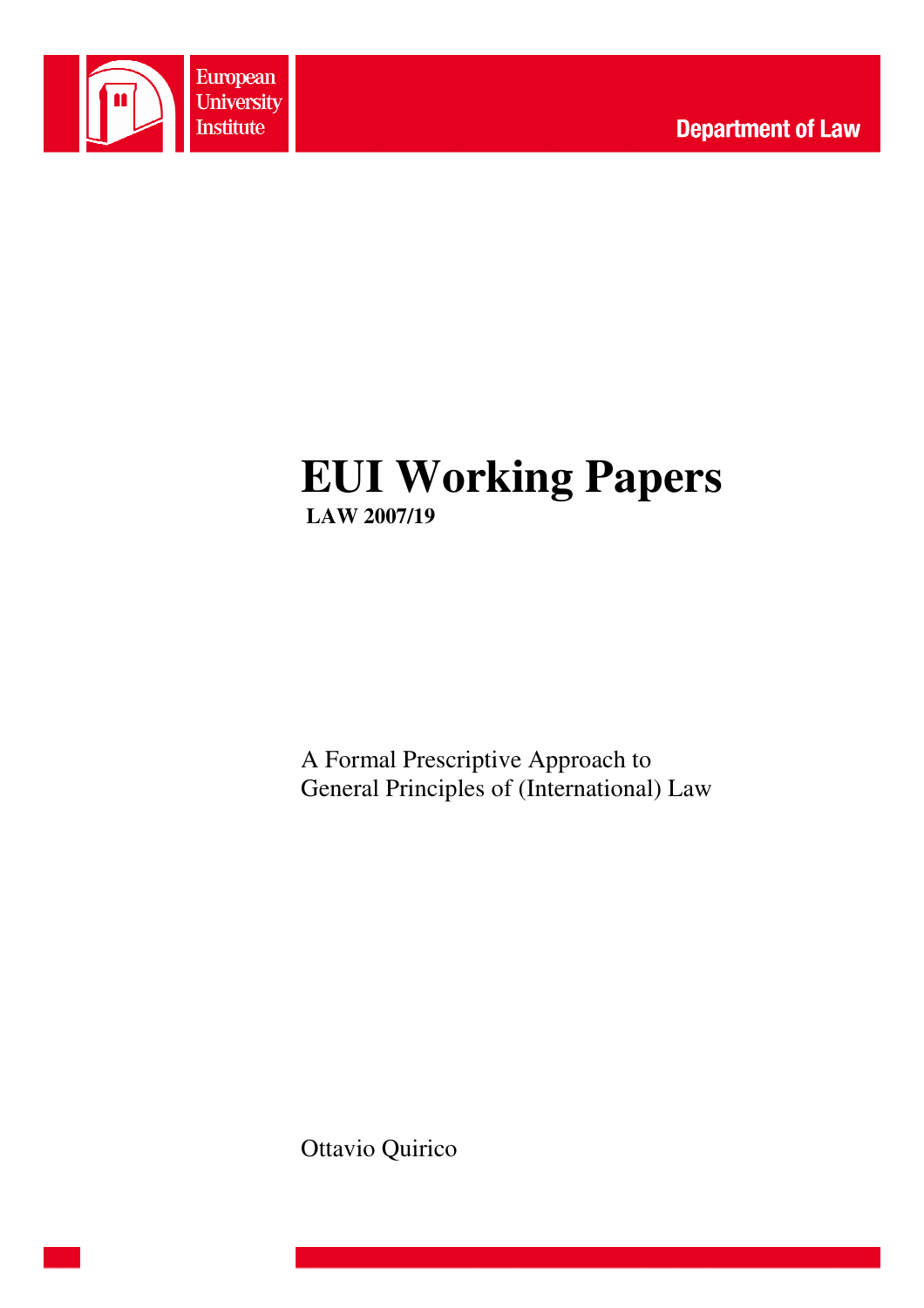European University Institute

Department of Law

# EUI Working Papers

**LAW 2007/19**

A Formal Prescriptive Approach to
General Principles of (International) Law

Ottavio Quirico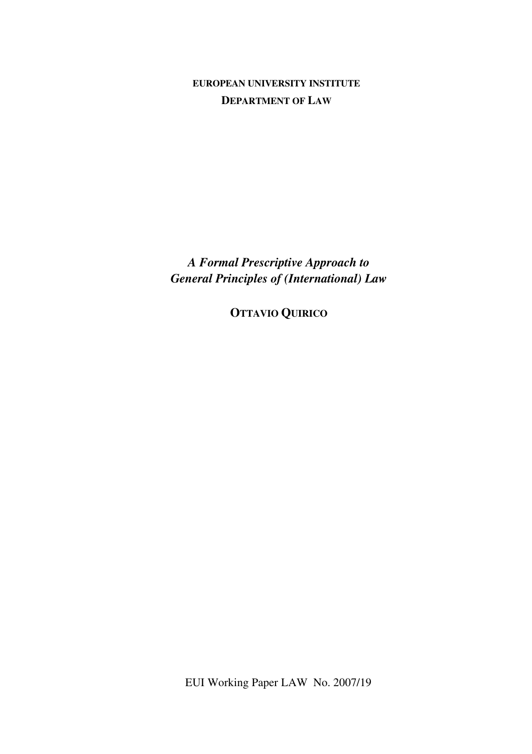**EUROPEAN UNIVERSITY INSTITUTE**

**DEPARTMENT OF LAW**

# *A Formal Prescriptive Approach to General Principles of (International) Law*

**OTTAVIO QUIRICO**

EUI Working Paper LAW No. 2007/19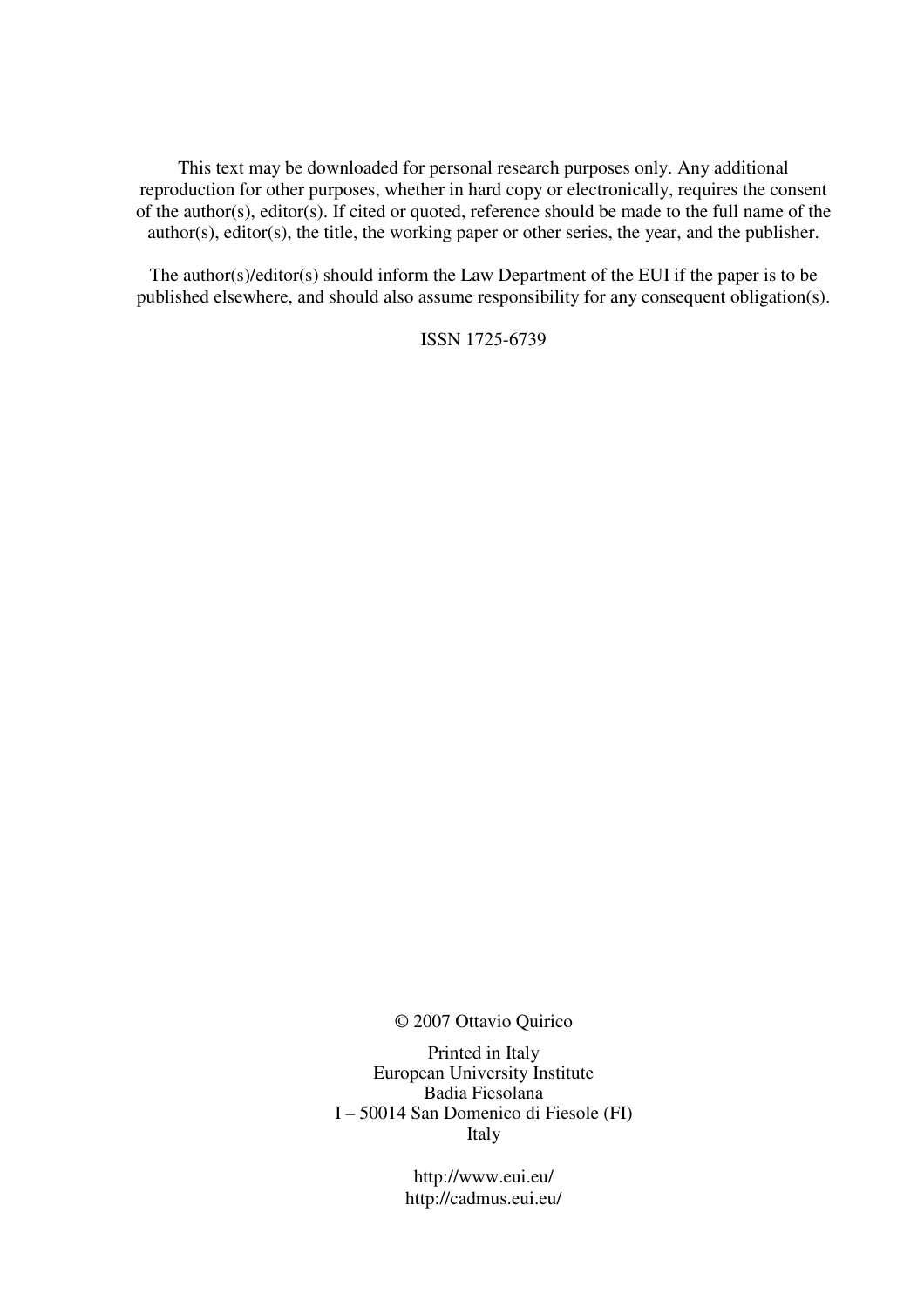This text may be downloaded for personal research purposes only. Any additional reproduction for other purposes, whether in hard copy or electronically, requires the consent of the author(s), editor(s). If cited or quoted, reference should be made to the full name of the author(s), editor(s), the title, the working paper or other series, the year, and the publisher.

The author(s)/editor(s) should inform the Law Department of the EUI if the paper is to be published elsewhere, and should also assume responsibility for any consequent obligation(s).

ISSN 1725-6739

© 2007 Ottavio Quirico

Printed in Italy  
European University Institute  
Badia Fiesolana  
I – 50014 San Domenico di Fiesole (FI)  
Italy

http://www.eui.eu/  
http://cadmus.eui.eu/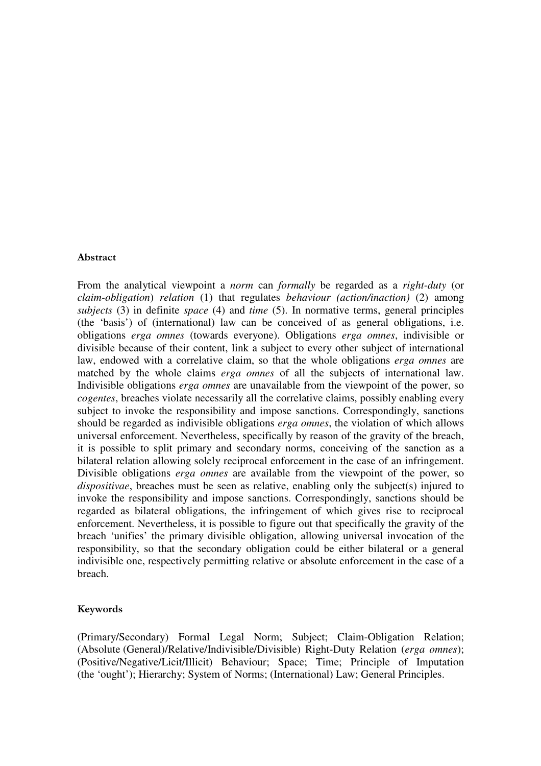**Abstract**

From the analytical viewpoint a *norm* can *formally* be regarded as a *right-duty* (or *claim-obligation*) *relation* (1) that regulates *behaviour (action/inaction)* (2) among *subjects* (3) in definite *space* (4) and *time* (5). In normative terms, general principles (the 'basis') of (international) law can be conceived of as general obligations, i.e. obligations *erga omnes* (towards everyone). Obligations *erga omnes*, indivisible or divisible because of their content, link a subject to every other subject of international law, endowed with a correlative claim, so that the whole obligations *erga omnes* are matched by the whole claims *erga omnes* of all the subjects of international law. Indivisible obligations *erga omnes* are unavailable from the viewpoint of the power, so *cogentes*, breaches violate necessarily all the correlative claims, possibly enabling every subject to invoke the responsibility and impose sanctions. Correspondingly, sanctions should be regarded as indivisible obligations *erga omnes*, the violation of which allows universal enforcement. Nevertheless, specifically by reason of the gravity of the breach, it is possible to split primary and secondary norms, conceiving of the sanction as a bilateral relation allowing solely reciprocal enforcement in the case of an infringement. Divisible obligations *erga omnes* are available from the viewpoint of the power, so *dispositivae*, breaches must be seen as relative, enabling only the subject(s) injured to invoke the responsibility and impose sanctions. Correspondingly, sanctions should be regarded as bilateral obligations, the infringement of which gives rise to reciprocal enforcement. Nevertheless, it is possible to figure out that specifically the gravity of the breach 'unifies' the primary divisible obligation, allowing universal invocation of the responsibility, so that the secondary obligation could be either bilateral or a general indivisible one, respectively permitting relative or absolute enforcement in the case of a breach.

**Keywords**

(Primary/Secondary) Formal Legal Norm; Subject; Claim-Obligation Relation; (Absolute (General)/Relative/Indivisible/Divisible) Right-Duty Relation (*erga omnes*); (Positive/Negative/Licit/Illicit) Behaviour; Space; Time; Principle of Imputation (the 'ought'); Hierarchy; System of Norms; (International) Law; General Principles.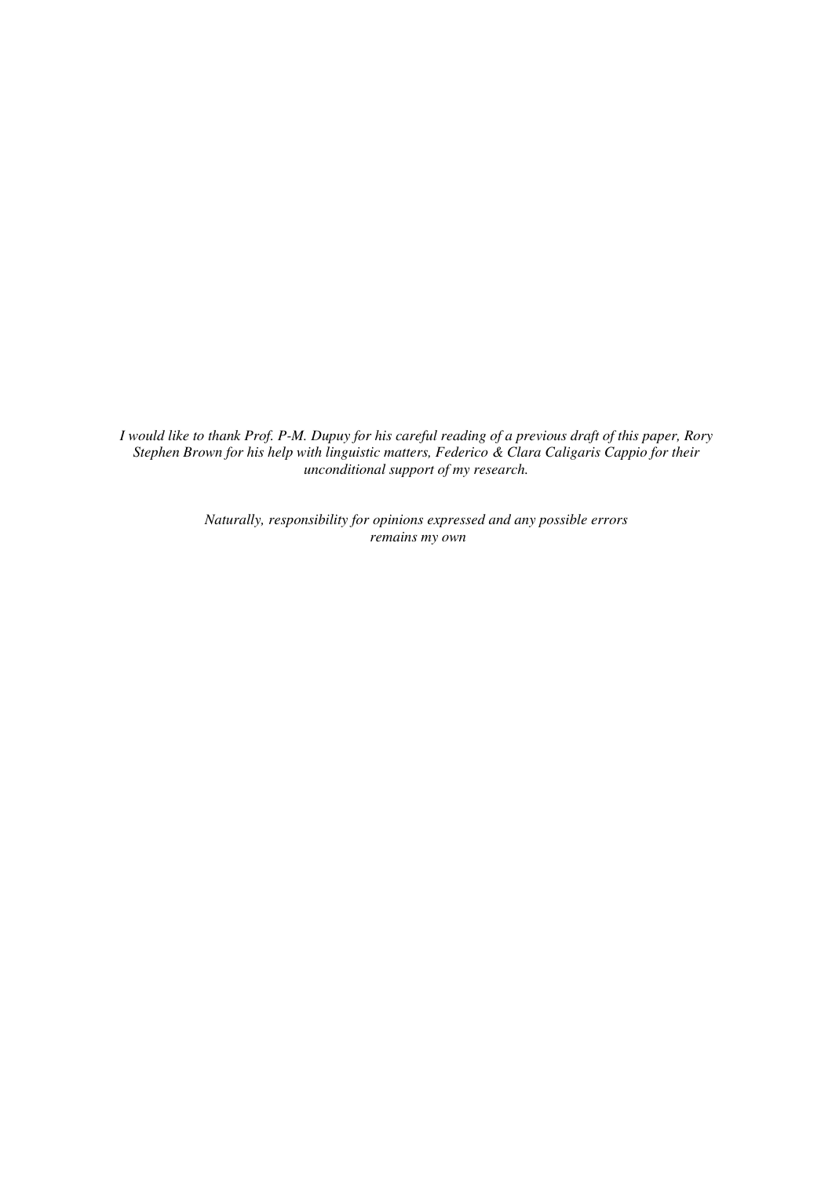*I would like to thank Prof. P-M. Dupuy for his careful reading of a previous draft of this paper, Rory Stephen Brown for his help with linguistic matters, Federico & Clara Caligaris Cappio for their unconditional support of my research.*

*Naturally, responsibility for opinions expressed and any possible errors remains my own*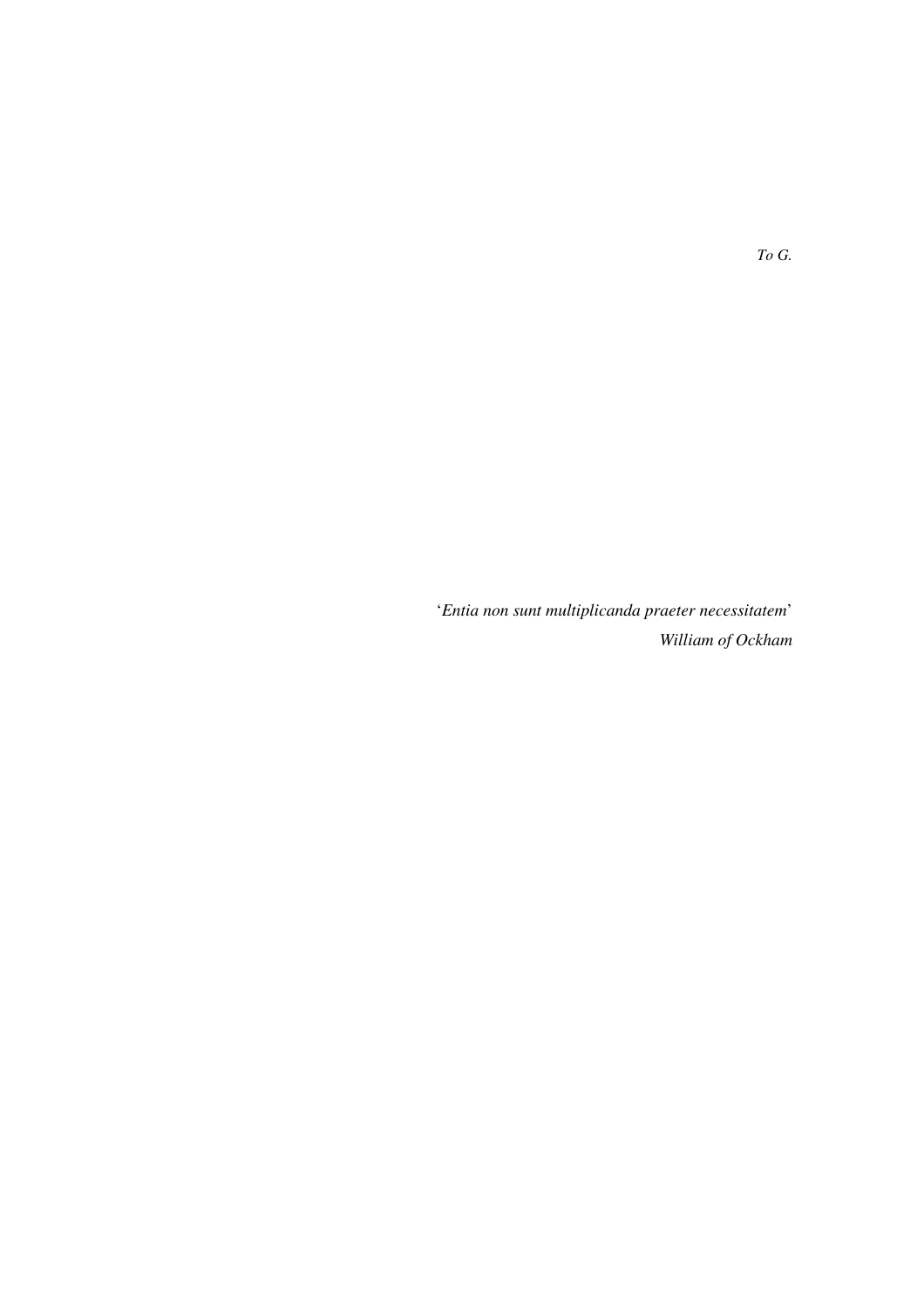*To G.*

'*Entia non sunt multiplicanda praeter necessitatem*'

*William of Ockham*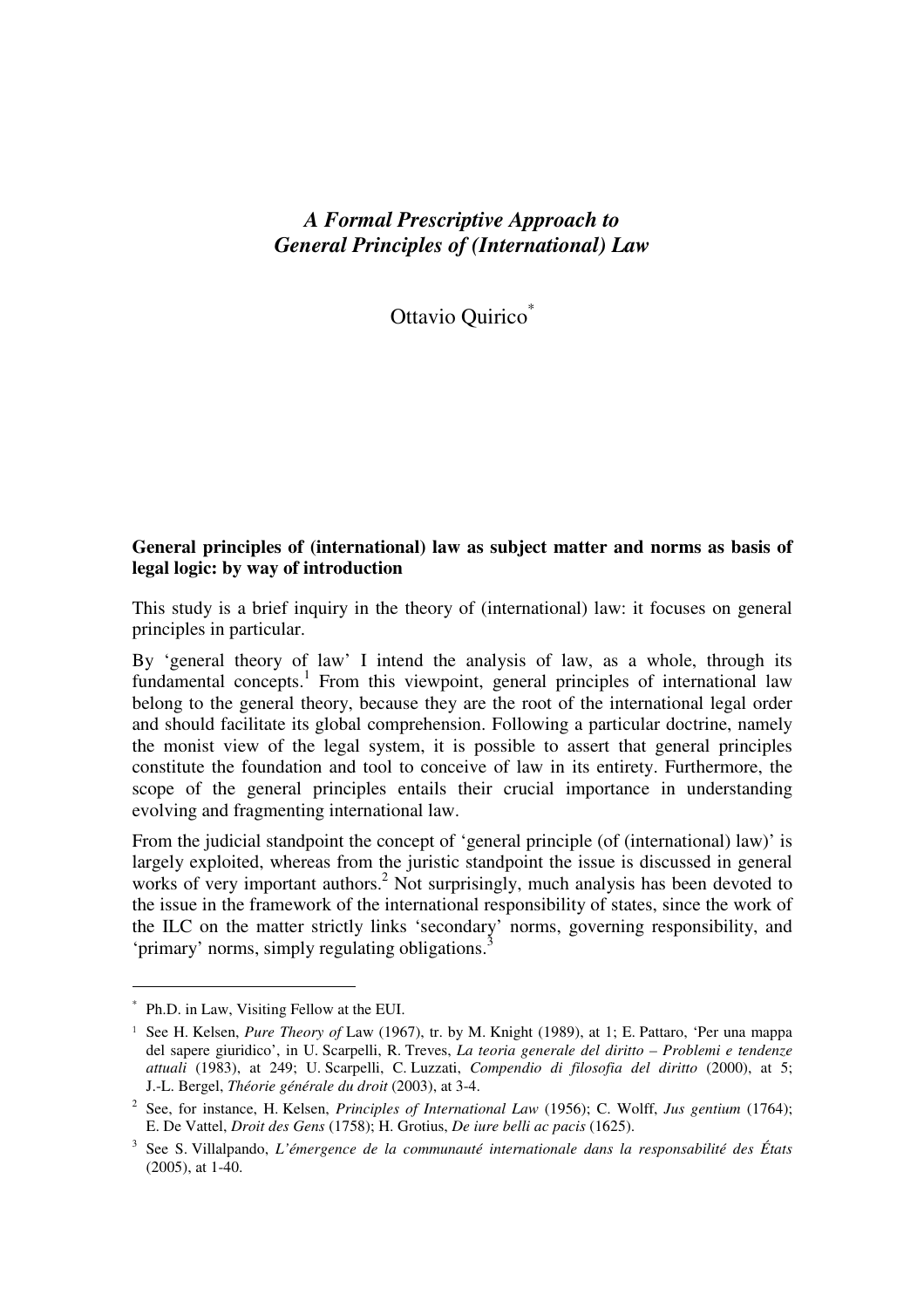# *A Formal Prescriptive Approach to General Principles of (International) Law*

Ottavio Quirico[*]

**General principles of (international) law as subject matter and norms as basis of legal logic: by way of introduction**

This study is a brief inquiry in the theory of (international) law: it focuses on general principles in particular.

By 'general theory of law' I intend the analysis of law, as a whole, through its fundamental concepts.[1] From this viewpoint, general principles of international law belong to the general theory, because they are the root of the international legal order and should facilitate its global comprehension. Following a particular doctrine, namely the monist view of the legal system, it is possible to assert that general principles constitute the foundation and tool to conceive of law in its entirety. Furthermore, the scope of the general principles entails their crucial importance in understanding evolving and fragmenting international law.

From the judicial standpoint the concept of 'general principle (of (international) law)' is largely exploited, whereas from the juristic standpoint the issue is discussed in general works of very important authors.[2] Not surprisingly, much analysis has been devoted to the issue in the framework of the international responsibility of states, since the work of the ILC on the matter strictly links 'secondary' norms, governing responsibility, and 'primary' norms, simply regulating obligations.[3]

---

[*] Ph.D. in Law, Visiting Fellow at the EUI.

[1] See H. Kelsen, *Pure Theory of* Law (1967), tr. by M. Knight (1989), at 1; E. Pattaro, 'Per una mappa del sapere giuridico', in U. Scarpelli, R. Treves, *La teoria generale del diritto – Problemi e tendenze attuali* (1983), at 249; U. Scarpelli, C. Luzzati, *Compendio di filosofia del diritto* (2000), at 5; J.-L. Bergel, *Théorie générale du droit* (2003), at 3-4.

[2] See, for instance, H. Kelsen, *Principles of International Law* (1956); C. Wolff, *Jus gentium* (1764); E. De Vattel, *Droit des Gens* (1758); H. Grotius, *De iure belli ac pacis* (1625).

[3] See S. Villalpando, *L'émergence de la communauté internationale dans la responsabilité des États* (2005), at 1-40.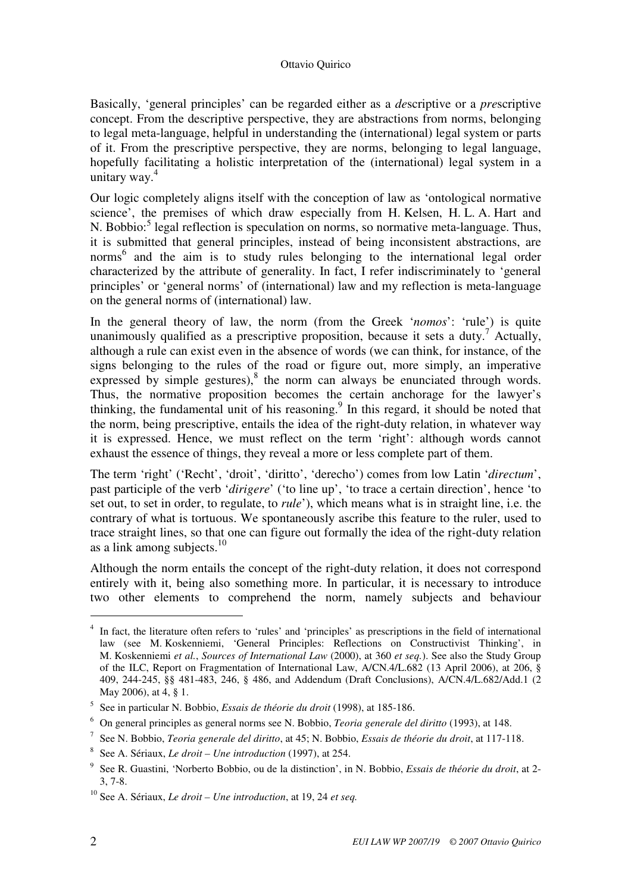Basically, 'general principles' can be regarded either as a *de*scriptive or a *pre*scriptive concept. From the descriptive perspective, they are abstractions from norms, belonging to legal meta-language, helpful in understanding the (international) legal system or parts of it. From the prescriptive perspective, they are norms, belonging to legal language, hopefully facilitating a holistic interpretation of the (international) legal system in a unitary way.[4]

Our logic completely aligns itself with the conception of law as 'ontological normative science', the premises of which draw especially from H. Kelsen, H. L. A. Hart and N. Bobbio:[5] legal reflection is speculation on norms, so normative meta-language. Thus, it is submitted that general principles, instead of being inconsistent abstractions, are norms[6] and the aim is to study rules belonging to the international legal order characterized by the attribute of generality. In fact, I refer indiscriminately to 'general principles' or 'general norms' of (international) law and my reflection is meta-language on the general norms of (international) law.

In the general theory of law, the norm (from the Greek '*nomos*': 'rule') is quite unanimously qualified as a prescriptive proposition, because it sets a duty.[7] Actually, although a rule can exist even in the absence of words (we can think, for instance, of the signs belonging to the rules of the road or figure out, more simply, an imperative expressed by simple gestures),[8] the norm can always be enunciated through words. Thus, the normative proposition becomes the certain anchorage for the lawyer's thinking, the fundamental unit of his reasoning.[9] In this regard, it should be noted that the norm, being prescriptive, entails the idea of the right-duty relation, in whatever way it is expressed. Hence, we must reflect on the term 'right': although words cannot exhaust the essence of things, they reveal a more or less complete part of them.

The term 'right' ('Recht', 'droit', 'diritto', 'derecho') comes from low Latin '*directum*', past participle of the verb '*dirigere*' ('to line up', 'to trace a certain direction', hence 'to set out, to set in order, to regulate, to *rule*'), which means what is in straight line, i.e. the contrary of what is tortuous. We spontaneously ascribe this feature to the ruler, used to trace straight lines, so that one can figure out formally the idea of the right-duty relation as a link among subjects.[10]

Although the norm entails the concept of the right-duty relation, it does not correspond entirely with it, being also something more. In particular, it is necessary to introduce two other elements to comprehend the norm, namely subjects and behaviour

---

[4] In fact, the literature often refers to 'rules' and 'principles' as prescriptions in the field of international law (see M. Koskenniemi, 'General Principles: Reflections on Constructivist Thinking', in M. Koskenniemi *et al.*, *Sources of International Law* (2000), at 360 *et seq.*). See also the Study Group of the ILC, Report on Fragmentation of International Law, A/CN.4/L.682 (13 April 2006), at 206, § 409, 244-245, §§ 481-483, 246, § 486, and Addendum (Draft Conclusions), A/CN.4/L.682/Add.1 (2 May 2006), at 4, § 1.

[5] See in particular N. Bobbio, *Essais de théorie du droit* (1998), at 185-186.

[6] On general principles as general norms see N. Bobbio, *Teoria generale del diritto* (1993), at 148.

[7] See N. Bobbio, *Teoria generale del diritto*, at 45; N. Bobbio, *Essais de théorie du droit*, at 117-118.

[8] See A. Sériaux, *Le droit – Une introduction* (1997), at 254.

[9] See R. Guastini, 'Norberto Bobbio, ou de la distinction', in N. Bobbio, *Essais de théorie du droit*, at 2-3, 7-8.

[10] See A. Sériaux, *Le droit – Une introduction*, at 19, 24 *et seq.*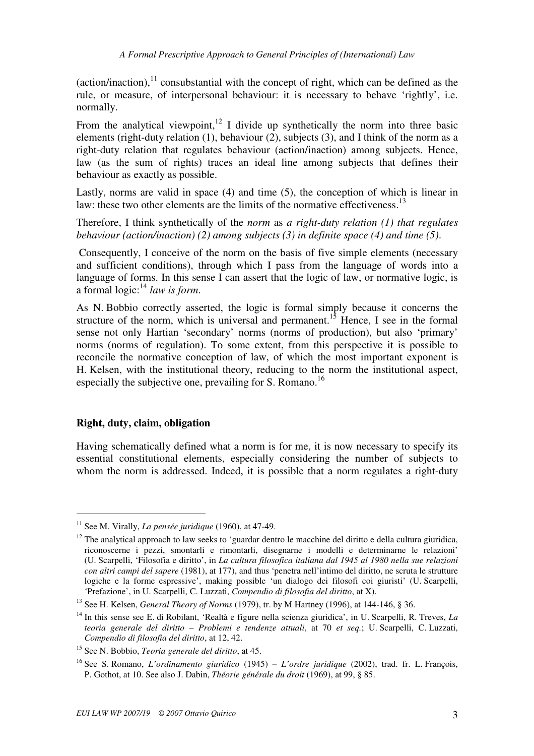(action/inaction),[11] consubstantial with the concept of right, which can be defined as the rule, or measure, of interpersonal behaviour: it is necessary to behave 'rightly', i.e. normally.

From the analytical viewpoint,[12] I divide up synthetically the norm into three basic elements (right-duty relation (1), behaviour (2), subjects (3), and I think of the norm as a right-duty relation that regulates behaviour (action/inaction) among subjects. Hence, law (as the sum of rights) traces an ideal line among subjects that defines their behaviour as exactly as possible.

Lastly, norms are valid in space (4) and time (5), the conception of which is linear in law: these two other elements are the limits of the normative effectiveness.[13]

Therefore, I think synthetically of the *norm* as *a right-duty relation (1) that regulates behaviour (action/inaction) (2) among subjects (3) in definite space (4) and time (5).*

Consequently, I conceive of the norm on the basis of five simple elements (necessary and sufficient conditions), through which I pass from the language of words into a language of forms. In this sense I can assert that the logic of law, or normative logic, is a formal logic:[14] *law is form*.

As N. Bobbio correctly asserted, the logic is formal simply because it concerns the structure of the norm, which is universal and permanent.[15] Hence, I see in the formal sense not only Hartian 'secondary' norms (norms of production), but also 'primary' norms (norms of regulation). To some extent, from this perspective it is possible to reconcile the normative conception of law, of which the most important exponent is H. Kelsen, with the institutional theory, reducing to the norm the institutional aspect, especially the subjective one, prevailing for S. Romano.[16]

**Right, duty, claim, obligation**

Having schematically defined what a norm is for me, it is now necessary to specify its essential constitutional elements, especially considering the number of subjects to whom the norm is addressed. Indeed, it is possible that a norm regulates a right-duty

---

[11] See M. Virally, *La pensée juridique* (1960), at 47-49.

[12] The analytical approach to law seeks to 'guardar dentro le macchine del diritto e della cultura giuridica, riconoscerne i pezzi, smontarli e rimontarli, disegnarne i modelli e determinarne le relazioni' (U. Scarpelli, 'Filosofia e diritto', in *La cultura filosofica italiana dal 1945 al 1980 nella sue relazioni con altri campi del sapere* (1981), at 177), and thus 'penetra nell'intimo del diritto, ne scruta le strutture logiche e la forme espressive', making possible 'un dialogo dei filosofi coi giuristi' (U. Scarpelli, 'Prefazione', in U. Scarpelli, C. Luzzati, *Compendio di filosofia del diritto*, at X).

[13] See H. Kelsen, *General Theory of Norms* (1979), tr. by M Hartney (1996), at 144-146, § 36.

[14] In this sense see E. di Robilant, 'Realtà e figure nella scienza giuridica', in U. Scarpelli, R. Treves, *La teoria generale del diritto – Problemi e tendenze attuali*, at 70 *et seq.*; U. Scarpelli, C. Luzzati, *Compendio di filosofia del diritto*, at 12, 42.

[15] See N. Bobbio, *Teoria generale del diritto*, at 45.

[16] See S. Romano, *L'ordinamento giuridico* (1945) – *L'ordre juridique* (2002), trad. fr. L. François, P. Gothot, at 10. See also J. Dabin, *Théorie générale du droit* (1969), at 99, § 85.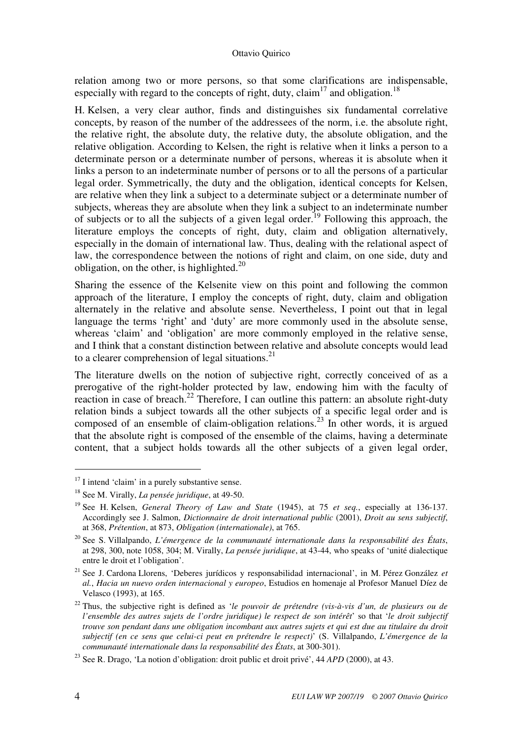relation among two or more persons, so that some clarifications are indispensable, especially with regard to the concepts of right, duty, claim[17] and obligation.[18]

H. Kelsen, a very clear author, finds and distinguishes six fundamental correlative concepts, by reason of the number of the addressees of the norm, i.e. the absolute right, the relative right, the absolute duty, the relative duty, the absolute obligation, and the relative obligation. According to Kelsen, the right is relative when it links a person to a determinate person or a determinate number of persons, whereas it is absolute when it links a person to an indeterminate number of persons or to all the persons of a particular legal order. Symmetrically, the duty and the obligation, identical concepts for Kelsen, are relative when they link a subject to a determinate subject or a determinate number of subjects, whereas they are absolute when they link a subject to an indeterminate number of subjects or to all the subjects of a given legal order.[19] Following this approach, the literature employs the concepts of right, duty, claim and obligation alternatively, especially in the domain of international law. Thus, dealing with the relational aspect of law, the correspondence between the notions of right and claim, on one side, duty and obligation, on the other, is highlighted.[20]

Sharing the essence of the Kelsenite view on this point and following the common approach of the literature, I employ the concepts of right, duty, claim and obligation alternately in the relative and absolute sense. Nevertheless, I point out that in legal language the terms 'right' and 'duty' are more commonly used in the absolute sense, whereas 'claim' and 'obligation' are more commonly employed in the relative sense, and I think that a constant distinction between relative and absolute concepts would lead to a clearer comprehension of legal situations.[21]

The literature dwells on the notion of subjective right, correctly conceived of as a prerogative of the right-holder protected by law, endowing him with the faculty of reaction in case of breach.[22] Therefore, I can outline this pattern: an absolute right-duty relation binds a subject towards all the other subjects of a specific legal order and is composed of an ensemble of claim-obligation relations.[23] In other words, it is argued that the absolute right is composed of the ensemble of the claims, having a determinate content, that a subject holds towards all the other subjects of a given legal order,

---

[17] I intend 'claim' in a purely substantive sense.

[18] See M. Virally, *La pensée juridique*, at 49-50.

[19] See H. Kelsen, *General Theory of Law and State* (1945), at 75 *et seq.*, especially at 136-137. Accordingly see J. Salmon, *Dictionnaire de droit international public* (2001), *Droit au sens subjectif*, at 368, *Prétention*, at 873, *Obligation (internationale)*, at 765.

[20] See S. Villalpando, *L'émergence de la communauté internationale dans la responsabilité des États*, at 298, 300, note 1058, 304; M. Virally, *La pensée juridique*, at 43-44, who speaks of 'unité dialectique entre le droit et l'obligation'.

[21] See J. Cardona Llorens, 'Deberes jurídicos y responsabilidad internacional', in M. Pérez González *et al.*, *Hacia un nuevo orden internacional y europeo*, Estudios en homenaje al Profesor Manuel Díez de Velasco (1993), at 165.

[22] Thus, the subjective right is defined as '*le pouvoir de prétendre (vis-à-vis d'un, de plusieurs ou de l'ensemble des autres sujets de l'ordre juridique) le respect de son intérêt*' so that '*le droit subjectif trouve son pendant dans une obligation incombant aux autres sujets et qui est due au titulaire du droit subjectif (en ce sens que celui-ci peut en prétendre le respect)*' (S. Villalpando, *L'émergence de la communauté internationale dans la responsabilité des États*, at 300-301).

[23] See R. Drago, 'La notion d'obligation: droit public et droit privé', 44 *APD* (2000), at 43.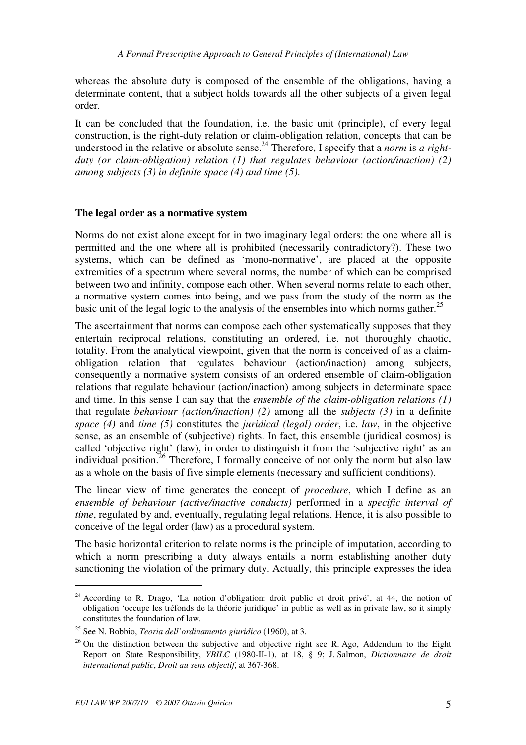whereas the absolute duty is composed of the ensemble of the obligations, having a determinate content, that a subject holds towards all the other subjects of a given legal order.

It can be concluded that the foundation, i.e. the basic unit (principle), of every legal construction, is the right-duty relation or claim-obligation relation, concepts that can be understood in the relative or absolute sense.[24] Therefore, I specify that a *norm* is *a right-duty (or claim-obligation) relation (1) that regulates behaviour (action/inaction) (2) among subjects (3) in definite space (4) and time (5).*

## The legal order as a normative system

Norms do not exist alone except for in two imaginary legal orders: the one where all is permitted and the one where all is prohibited (necessarily contradictory?). These two systems, which can be defined as 'mono-normative', are placed at the opposite extremities of a spectrum where several norms, the number of which can be comprised between two and infinity, compose each other. When several norms relate to each other, a normative system comes into being, and we pass from the study of the norm as the basic unit of the legal logic to the analysis of the ensembles into which norms gather.[25]

The ascertainment that norms can compose each other systematically supposes that they entertain reciprocal relations, constituting an ordered, i.e. not thoroughly chaotic, totality. From the analytical viewpoint, given that the norm is conceived of as a claim-obligation relation that regulates behaviour (action/inaction) among subjects, consequently a normative system consists of an ordered ensemble of claim-obligation relations that regulate behaviour (action/inaction) among subjects in determinate space and time. In this sense I can say that the *ensemble of the claim-obligation relations (1)* that regulate *behaviour (action/inaction) (2)* among all the *subjects (3)* in a definite *space (4)* and *time (5)* constitutes the *juridical (legal) order*, i.e. *law*, in the objective sense, as an ensemble of (subjective) rights. In fact, this ensemble (juridical cosmos) is called 'objective right' (law), in order to distinguish it from the 'subjective right' as an individual position.[26] Therefore, I formally conceive of not only the norm but also law as a whole on the basis of five simple elements (necessary and sufficient conditions).

The linear view of time generates the concept of *procedure*, which I define as an *ensemble of behaviour (active/inactive conducts)* performed in a *specific interval of time*, regulated by and, eventually, regulating legal relations. Hence, it is also possible to conceive of the legal order (law) as a procedural system.

The basic horizontal criterion to relate norms is the principle of imputation, according to which a norm prescribing a duty always entails a norm establishing another duty sanctioning the violation of the primary duty. Actually, this principle expresses the idea

---

[24] According to R. Drago, 'La notion d'obligation: droit public et droit privé', at 44, the notion of obligation 'occupe les tréfonds de la théorie juridique' in public as well as in private law, so it simply constitutes the foundation of law.

[25] See N. Bobbio, *Teoria dell'ordinamento giuridico* (1960), at 3.

[26] On the distinction between the subjective and objective right see R. Ago, Addendum to the Eight Report on State Responsibility, *YBILC* (1980-II-1), at 18, § 9; J. Salmon, *Dictionnaire de droit international public*, *Droit au sens objectif*, at 367-368.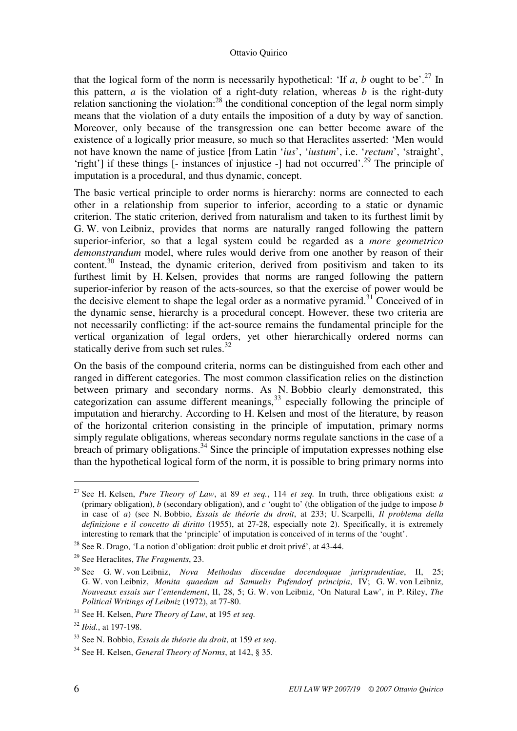that the logical form of the norm is necessarily hypothetical: 'If *a*, *b* ought to be'.[27] In this pattern, *a* is the violation of a right-duty relation, whereas *b* is the right-duty relation sanctioning the violation:[28] the conditional conception of the legal norm simply means that the violation of a duty entails the imposition of a duty by way of sanction. Moreover, only because of the transgression one can better become aware of the existence of a logically prior measure, so much so that Heraclites asserted: 'Men would not have known the name of justice [from Latin '*ius*', '*iustum*', i.e. '*rectum*', 'straight', 'right'] if these things [- instances of injustice -] had not occurred'.[29] The principle of imputation is a procedural, and thus dynamic, concept.

The basic vertical principle to order norms is hierarchy: norms are connected to each other in a relationship from superior to inferior, according to a static or dynamic criterion. The static criterion, derived from naturalism and taken to its furthest limit by G. W. von Leibniz, provides that norms are naturally ranged following the pattern superior-inferior, so that a legal system could be regarded as a *more geometrico demonstrandum* model, where rules would derive from one another by reason of their content.[30] Instead, the dynamic criterion, derived from positivism and taken to its furthest limit by H. Kelsen, provides that norms are ranged following the pattern superior-inferior by reason of the acts-sources, so that the exercise of power would be the decisive element to shape the legal order as a normative pyramid.[31] Conceived of in the dynamic sense, hierarchy is a procedural concept. However, these two criteria are not necessarily conflicting: if the act-source remains the fundamental principle for the vertical organization of legal orders, yet other hierarchically ordered norms can statically derive from such set rules.[32]

On the basis of the compound criteria, norms can be distinguished from each other and ranged in different categories. The most common classification relies on the distinction between primary and secondary norms. As N. Bobbio clearly demonstrated, this categorization can assume different meanings,[33] especially following the principle of imputation and hierarchy. According to H. Kelsen and most of the literature, by reason of the horizontal criterion consisting in the principle of imputation, primary norms simply regulate obligations, whereas secondary norms regulate sanctions in the case of a breach of primary obligations.[34] Since the principle of imputation expresses nothing else than the hypothetical logical form of the norm, it is possible to bring primary norms into

---

[27] See H. Kelsen, *Pure Theory of Law*, at 89 *et seq.*, 114 *et seq.* In truth, three obligations exist: *a* (primary obligation), *b* (secondary obligation), and *c* 'ought to' (the obligation of the judge to impose *b* in case of *a*) (see N. Bobbio, *Essais de théorie du droit*, at 233; U. Scarpelli, *Il problema della definizione e il concetto di diritto* (1955), at 27-28, especially note 2). Specifically, it is extremely interesting to remark that the 'principle' of imputation is conceived of in terms of the 'ought'.

[28] See R. Drago, 'La notion d'obligation: droit public et droit privé', at 43-44.

[29] See Heraclites, *The Fragments*, 23.

[30] See G. W. von Leibniz, *Nova Methodus discendae docendoque jurisprudentiae*, II, 25; G. W. von Leibniz, *Monita quaedam ad Samuelis Pufendorf principia*, IV; G. W. von Leibniz, *Nouveaux essais sur l'entendement*, II, 28, 5; G. W. von Leibniz, 'On Natural Law', in P. Riley, *The Political Writings of Leibniz* (1972), at 77-80.

[31] See H. Kelsen, *Pure Theory of Law*, at 195 *et seq.*

[32] *Ibid.*, at 197-198.

[33] See N. Bobbio, *Essais de théorie du droit*, at 159 *et seq*.

[34] See H. Kelsen, *General Theory of Norms*, at 142, § 35.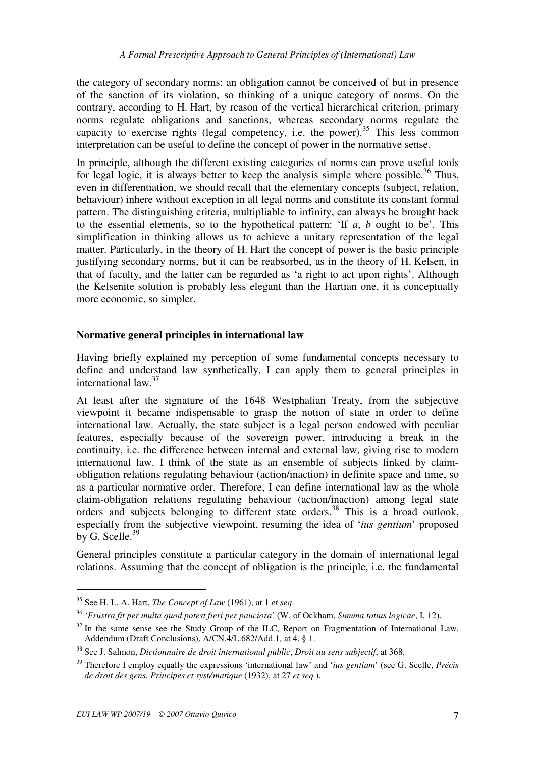the category of secondary norms: an obligation cannot be conceived of but in presence of the sanction of its violation, so thinking of a unique category of norms. On the contrary, according to H. Hart, by reason of the vertical hierarchical criterion, primary norms regulate obligations and sanctions, whereas secondary norms regulate the capacity to exercise rights (legal competency, i.e. the power).[35] This less common interpretation can be useful to define the concept of power in the normative sense.

In principle, although the different existing categories of norms can prove useful tools for legal logic, it is always better to keep the analysis simple where possible.[36] Thus, even in differentiation, we should recall that the elementary concepts (subject, relation, behaviour) inhere without exception in all legal norms and constitute its constant formal pattern. The distinguishing criteria, multipliable to infinity, can always be brought back to the essential elements, so to the hypothetical pattern: 'If *a*, *b* ought to be'. This simplification in thinking allows us to achieve a unitary representation of the legal matter. Particularly, in the theory of H. Hart the concept of power is the basic principle justifying secondary norms, but it can be reabsorbed, as in the theory of H. Kelsen, in that of faculty, and the latter can be regarded as 'a right to act upon rights'. Although the Kelsenite solution is probably less elegant than the Hartian one, it is conceptually more economic, so simpler.

## Normative general principles in international law

Having briefly explained my perception of some fundamental concepts necessary to define and understand law synthetically, I can apply them to general principles in international law.[37]

At least after the signature of the 1648 Westphalian Treaty, from the subjective viewpoint it became indispensable to grasp the notion of state in order to define international law. Actually, the state subject is a legal person endowed with peculiar features, especially because of the sovereign power, introducing a break in the continuity, i.e. the difference between internal and external law, giving rise to modern international law. I think of the state as an ensemble of subjects linked by claim-obligation relations regulating behaviour (action/inaction) in definite space and time, so as a particular normative order. Therefore, I can define international law as the whole claim-obligation relations regulating behaviour (action/inaction) among legal state orders and subjects belonging to different state orders.[38] This is a broad outlook, especially from the subjective viewpoint, resuming the idea of '*ius gentium*' proposed by G. Scelle.[39]

General principles constitute a particular category in the domain of international legal relations. Assuming that the concept of obligation is the principle, i.e. the fundamental

---

[35] See H. L. A. Hart, *The Concept of Law* (1961), at 1 *et seq*.

[36] '*Frustra fit per multa quod potest fieri per pauciora*' (W. of Ockham, *Summa totius logicae*, I, 12).

[37] In the same sense see the Study Group of the ILC, Report on Fragmentation of International Law, Addendum (Draft Conclusions), A/CN.4/L.682/Add.1, at 4, § 1.

[38] See J. Salmon, *Dictionnaire de droit international public*, *Droit au sens subjectif*, at 368.

[39] Therefore I employ equally the expressions 'international law' and '*ius gentium*' (see G. Scelle, *Précis de droit des gens. Principes et systématique* (1932), at 27 *et seq.*).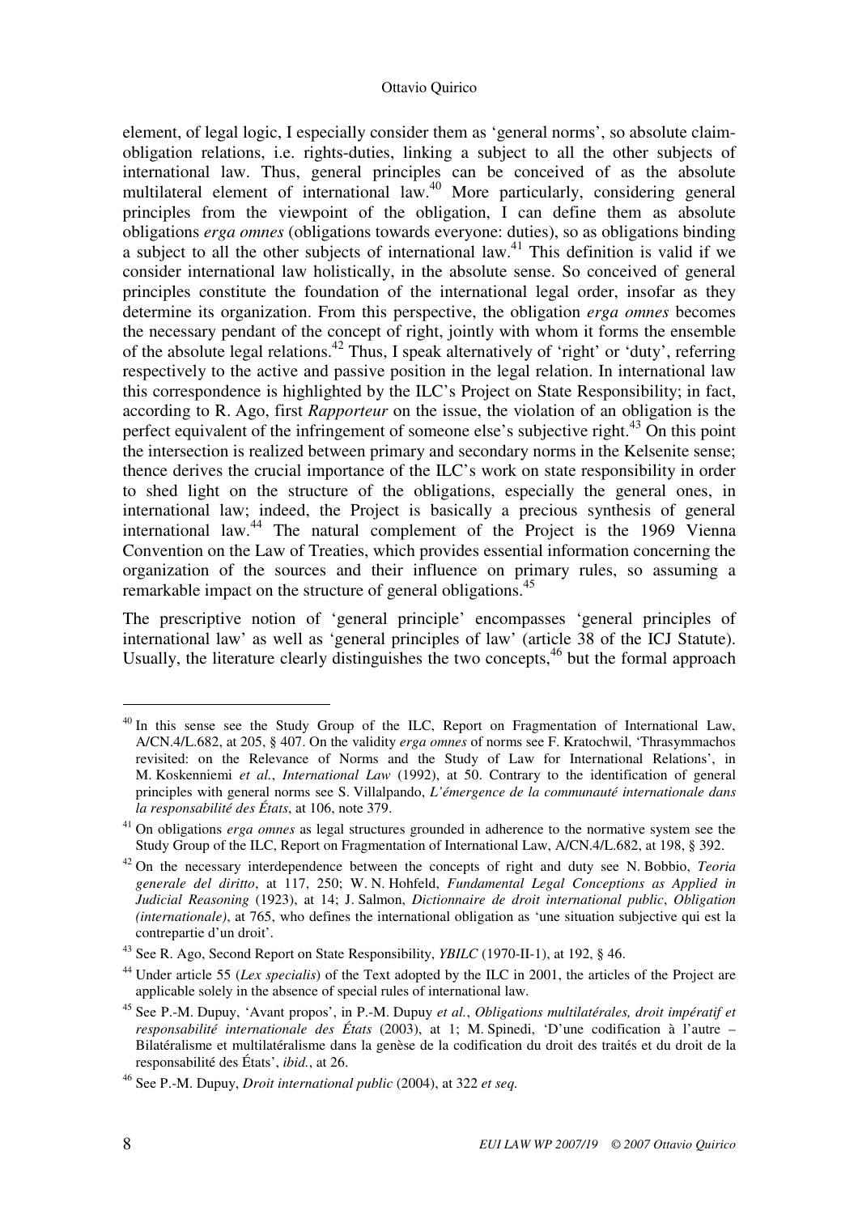element, of legal logic, I especially consider them as 'general norms', so absolute claim-obligation relations, i.e. rights-duties, linking a subject to all the other subjects of international law. Thus, general principles can be conceived of as the absolute multilateral element of international law.[40] More particularly, considering general principles from the viewpoint of the obligation, I can define them as absolute obligations *erga omnes* (obligations towards everyone: duties), so as obligations binding a subject to all the other subjects of international law.[41] This definition is valid if we consider international law holistically, in the absolute sense. So conceived of general principles constitute the foundation of the international legal order, insofar as they determine its organization. From this perspective, the obligation *erga omnes* becomes the necessary pendant of the concept of right, jointly with whom it forms the ensemble of the absolute legal relations.[42] Thus, I speak alternatively of 'right' or 'duty', referring respectively to the active and passive position in the legal relation. In international law this correspondence is highlighted by the ILC's Project on State Responsibility; in fact, according to R. Ago, first *Rapporteur* on the issue, the violation of an obligation is the perfect equivalent of the infringement of someone else's subjective right.[43] On this point the intersection is realized between primary and secondary norms in the Kelsenite sense; thence derives the crucial importance of the ILC's work on state responsibility in order to shed light on the structure of the obligations, especially the general ones, in international law; indeed, the Project is basically a precious synthesis of general international law.[44] The natural complement of the Project is the 1969 Vienna Convention on the Law of Treaties, which provides essential information concerning the organization of the sources and their influence on primary rules, so assuming a remarkable impact on the structure of general obligations.[45]

The prescriptive notion of 'general principle' encompasses 'general principles of international law' as well as 'general principles of law' (article 38 of the ICJ Statute). Usually, the literature clearly distinguishes the two concepts,[46] but the formal approach

---

[40] In this sense see the Study Group of the ILC, Report on Fragmentation of International Law, A/CN.4/L.682, at 205, § 407. On the validity *erga omnes* of norms see F. Kratochwil, 'Thrasymmachos revisited: on the Relevance of Norms and the Study of Law for International Relations', in M. Koskenniemi *et al.*, *International Law* (1992), at 50. Contrary to the identification of general principles with general norms see S. Villalpando, *L'émergence de la communauté internationale dans la responsabilité des États*, at 106, note 379.

[41] On obligations *erga omnes* as legal structures grounded in adherence to the normative system see the Study Group of the ILC, Report on Fragmentation of International Law, A/CN.4/L.682, at 198, § 392.

[42] On the necessary interdependence between the concepts of right and duty see N. Bobbio, *Teoria generale del diritto*, at 117, 250; W. N. Hohfeld, *Fundamental Legal Conceptions as Applied in Judicial Reasoning* (1923), at 14; J. Salmon, *Dictionnaire de droit international public*, *Obligation (internationale)*, at 765, who defines the international obligation as 'une situation subjective qui est la contrepartie d'un droit'.

[43] See R. Ago, Second Report on State Responsibility, *YBILC* (1970-II-1), at 192, § 46.

[44] Under article 55 (*Lex specialis*) of the Text adopted by the ILC in 2001, the articles of the Project are applicable solely in the absence of special rules of international law.

[45] See P.-M. Dupuy, 'Avant propos', in P.-M. Dupuy *et al.*, *Obligations multilatérales, droit impératif et responsabilité internationale des États* (2003), at 1; M. Spinedi, 'D'une codification à l'autre – Bilatéralisme et multilatéralisme dans la genèse de la codification du droit des traités et du droit de la responsabilité des États', *ibid.*, at 26.

[46] See P.-M. Dupuy, *Droit international public* (2004), at 322 *et seq.*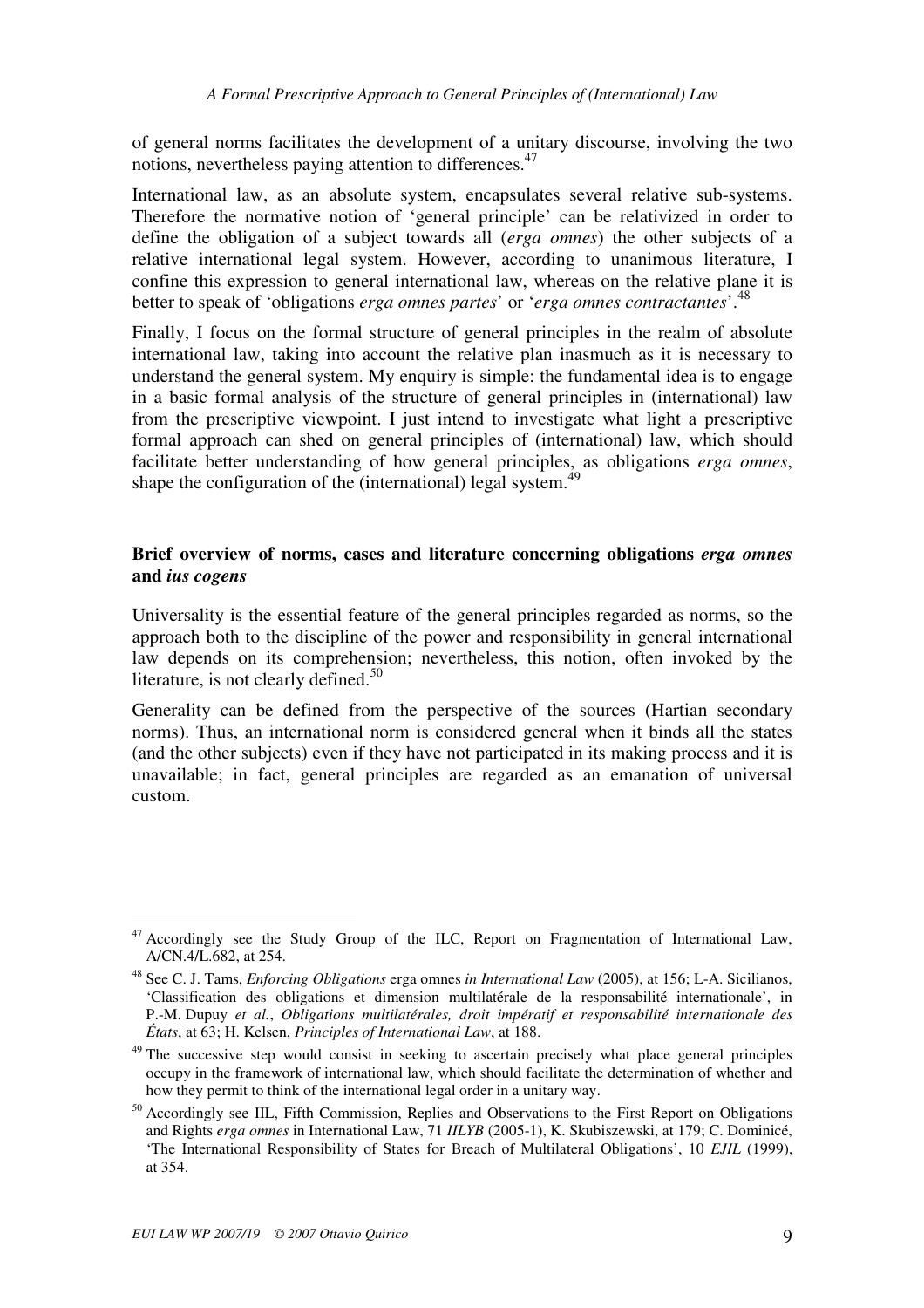of general norms facilitates the development of a unitary discourse, involving the two notions, nevertheless paying attention to differences.[47]

International law, as an absolute system, encapsulates several relative sub-systems. Therefore the normative notion of 'general principle' can be relativized in order to define the obligation of a subject towards all (*erga omnes*) the other subjects of a relative international legal system. However, according to unanimous literature, I confine this expression to general international law, whereas on the relative plane it is better to speak of 'obligations *erga omnes partes*' or '*erga omnes contractantes*'.[48]

Finally, I focus on the formal structure of general principles in the realm of absolute international law, taking into account the relative plan inasmuch as it is necessary to understand the general system. My enquiry is simple: the fundamental idea is to engage in a basic formal analysis of the structure of general principles in (international) law from the prescriptive viewpoint. I just intend to investigate what light a prescriptive formal approach can shed on general principles of (international) law, which should facilitate better understanding of how general principles, as obligations *erga omnes*, shape the configuration of the (international) legal system.[49]

## Brief overview of norms, cases and literature concerning obligations *erga omnes* and *ius cogens*

Universality is the essential feature of the general principles regarded as norms, so the approach both to the discipline of the power and responsibility in general international law depends on its comprehension; nevertheless, this notion, often invoked by the literature, is not clearly defined.[50]

Generality can be defined from the perspective of the sources (Hartian secondary norms). Thus, an international norm is considered general when it binds all the states (and the other subjects) even if they have not participated in its making process and it is unavailable; in fact, general principles are regarded as an emanation of universal custom.

---

[47] Accordingly see the Study Group of the ILC, Report on Fragmentation of International Law, A/CN.4/L.682, at 254.

[48] See C. J. Tams, *Enforcing Obligations* erga omnes *in International Law* (2005), at 156; L-A. Sicilianos, 'Classification des obligations et dimension multilatérale de la responsabilité internationale', in P.-M. Dupuy *et al.*, *Obligations multilatérales, droit impératif et responsabilité internationale des États*, at 63; H. Kelsen, *Principles of International Law*, at 188.

[49] The successive step would consist in seeking to ascertain precisely what place general principles occupy in the framework of international law, which should facilitate the determination of whether and how they permit to think of the international legal order in a unitary way.

[50] Accordingly see IIL, Fifth Commission, Replies and Observations to the First Report on Obligations and Rights *erga omnes* in International Law, 71 *IILYB* (2005-1), K. Skubiszewski, at 179; C. Dominicé, 'The International Responsibility of States for Breach of Multilateral Obligations', 10 *EJIL* (1999), at 354.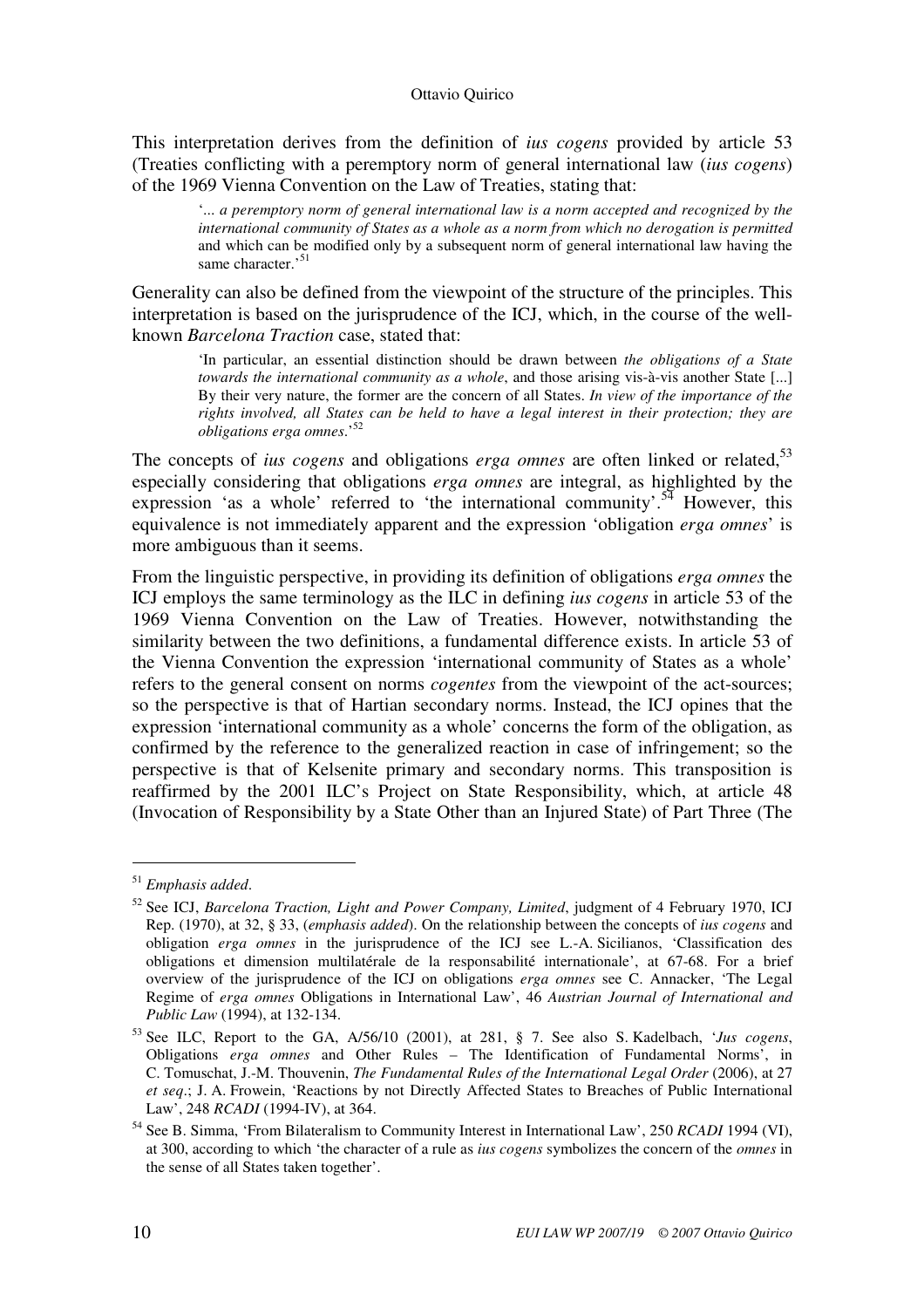This interpretation derives from the definition of *ius cogens* provided by article 53 (Treaties conflicting with a peremptory norm of general international law (*ius cogens*) of the 1969 Vienna Convention on the Law of Treaties, stating that:

> '*... a peremptory norm of general international law is a norm accepted and recognized by the international community of States as a whole as a norm from which no derogation is permitted* and which can be modified only by a subsequent norm of general international law having the same character.'[51]

Generality can also be defined from the viewpoint of the structure of the principles. This interpretation is based on the jurisprudence of the ICJ, which, in the course of the well-known *Barcelona Traction* case, stated that:

> 'In particular, an essential distinction should be drawn between *the obligations of a State towards the international community as a whole*, and those arising vis-à-vis another State [...] By their very nature, the former are the concern of all States. *In view of the importance of the rights involved, all States can be held to have a legal interest in their protection; they are obligations erga omnes*.'[52]

The concepts of *ius cogens* and obligations *erga omnes* are often linked or related,[53] especially considering that obligations *erga omnes* are integral, as highlighted by the expression 'as a whole' referred to 'the international community'.[54] However, this equivalence is not immediately apparent and the expression 'obligation *erga omnes*' is more ambiguous than it seems.

From the linguistic perspective, in providing its definition of obligations *erga omnes* the ICJ employs the same terminology as the ILC in defining *ius cogens* in article 53 of the 1969 Vienna Convention on the Law of Treaties. However, notwithstanding the similarity between the two definitions, a fundamental difference exists. In article 53 of the Vienna Convention the expression 'international community of States as a whole' refers to the general consent on norms *cogentes* from the viewpoint of the act-sources; so the perspective is that of Hartian secondary norms. Instead, the ICJ opines that the expression 'international community as a whole' concerns the form of the obligation, as confirmed by the reference to the generalized reaction in case of infringement; so the perspective is that of Kelsenite primary and secondary norms. This transposition is reaffirmed by the 2001 ILC's Project on State Responsibility, which, at article 48 (Invocation of Responsibility by a State Other than an Injured State) of Part Three (The

---

[51] *Emphasis added*.

[52] See ICJ, *Barcelona Traction, Light and Power Company, Limited*, judgment of 4 February 1970, ICJ Rep. (1970), at 32, § 33, (*emphasis added*). On the relationship between the concepts of *ius cogens* and obligation *erga omnes* in the jurisprudence of the ICJ see L.-A. Sicilianos, 'Classification des obligations et dimension multilatérale de la responsabilité internationale', at 67-68. For a brief overview of the jurisprudence of the ICJ on obligations *erga omnes* see C. Annacker, 'The Legal Regime of *erga omnes* Obligations in International Law', 46 *Austrian Journal of International and Public Law* (1994), at 132-134.

[53] See ILC, Report to the GA, A/56/10 (2001), at 281, § 7. See also S. Kadelbach, '*Jus cogens*, Obligations *erga omnes* and Other Rules – The Identification of Fundamental Norms', in C. Tomuschat, J.-M. Thouvenin, *The Fundamental Rules of the International Legal Order* (2006), at 27 *et seq*.; J. A. Frowein, 'Reactions by not Directly Affected States to Breaches of Public International Law', 248 *RCADI* (1994-IV), at 364.

[54] See B. Simma, 'From Bilateralism to Community Interest in International Law', 250 *RCADI* 1994 (VI), at 300, according to which 'the character of a rule as *ius cogens* symbolizes the concern of the *omnes* in the sense of all States taken together'.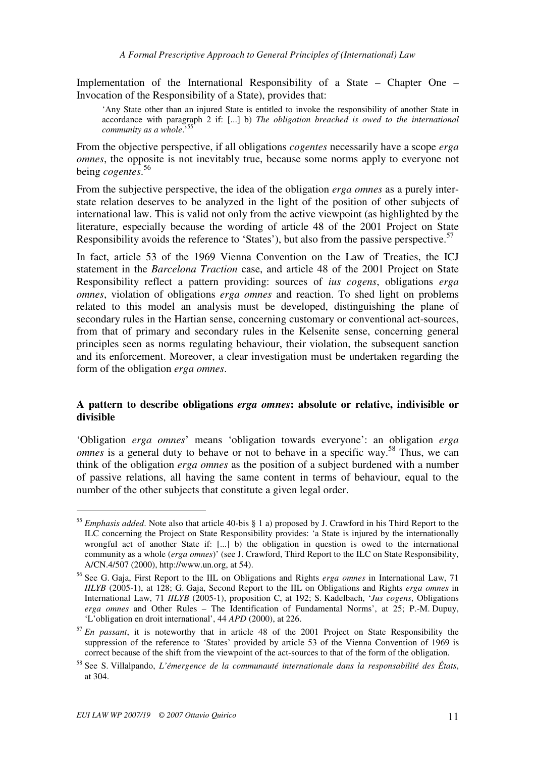Implementation of the International Responsibility of a State – Chapter One – Invocation of the Responsibility of a State), provides that:

> 'Any State other than an injured State is entitled to invoke the responsibility of another State in accordance with paragraph 2 if: [...] b) *The obligation breached is owed to the international community as a whole*.'[55]

From the objective perspective, if all obligations *cogentes* necessarily have a scope *erga omnes*, the opposite is not inevitably true, because some norms apply to everyone not being *cogentes*.[56]

From the subjective perspective, the idea of the obligation *erga omnes* as a purely inter-state relation deserves to be analyzed in the light of the position of other subjects of international law. This is valid not only from the active viewpoint (as highlighted by the literature, especially because the wording of article 48 of the 2001 Project on State Responsibility avoids the reference to 'States'), but also from the passive perspective.[57]

In fact, article 53 of the 1969 Vienna Convention on the Law of Treaties, the ICJ statement in the *Barcelona Traction* case, and article 48 of the 2001 Project on State Responsibility reflect a pattern providing: sources of *ius cogens*, obligations *erga omnes*, violation of obligations *erga omnes* and reaction. To shed light on problems related to this model an analysis must be developed, distinguishing the plane of secondary rules in the Hartian sense, concerning customary or conventional act-sources, from that of primary and secondary rules in the Kelsenite sense, concerning general principles seen as norms regulating behaviour, their violation, the subsequent sanction and its enforcement. Moreover, a clear investigation must be undertaken regarding the form of the obligation *erga omnes*.

### A pattern to describe obligations *erga omnes*: absolute or relative, indivisible or divisible

'Obligation *erga omnes*' means 'obligation towards everyone': an obligation *erga omnes* is a general duty to behave or not to behave in a specific way.[58] Thus, we can think of the obligation *erga omnes* as the position of a subject burdened with a number of passive relations, all having the same content in terms of behaviour, equal to the number of the other subjects that constitute a given legal order.

---

[55] *Emphasis added*. Note also that article 40-bis § 1 a) proposed by J. Crawford in his Third Report to the ILC concerning the Project on State Responsibility provides: 'a State is injured by the internationally wrongful act of another State if: [...] b) the obligation in question is owed to the international community as a whole (*erga omnes*)' (see J. Crawford, Third Report to the ILC on State Responsibility, A/CN.4/507 (2000), http://www.un.org, at 54).

[56] See G. Gaja, First Report to the IIL on Obligations and Rights *erga omnes* in International Law, 71 *IILYB* (2005-1), at 128; G. Gaja, Second Report to the IIL on Obligations and Rights *erga omnes* in International Law, 71 *IILYB* (2005-1), proposition C, at 192; S. Kadelbach, '*Jus cogens*, Obligations *erga omnes* and Other Rules – The Identification of Fundamental Norms', at 25; P.-M. Dupuy, 'L'obligation en droit international', 44 *APD* (2000), at 226.

[57] *En passant*, it is noteworthy that in article 48 of the 2001 Project on State Responsibility the suppression of the reference to 'States' provided by article 53 of the Vienna Convention of 1969 is correct because of the shift from the viewpoint of the act-sources to that of the form of the obligation.

[58] See S. Villalpando, *L'émergence de la communauté internationale dans la responsabilité des États*, at 304.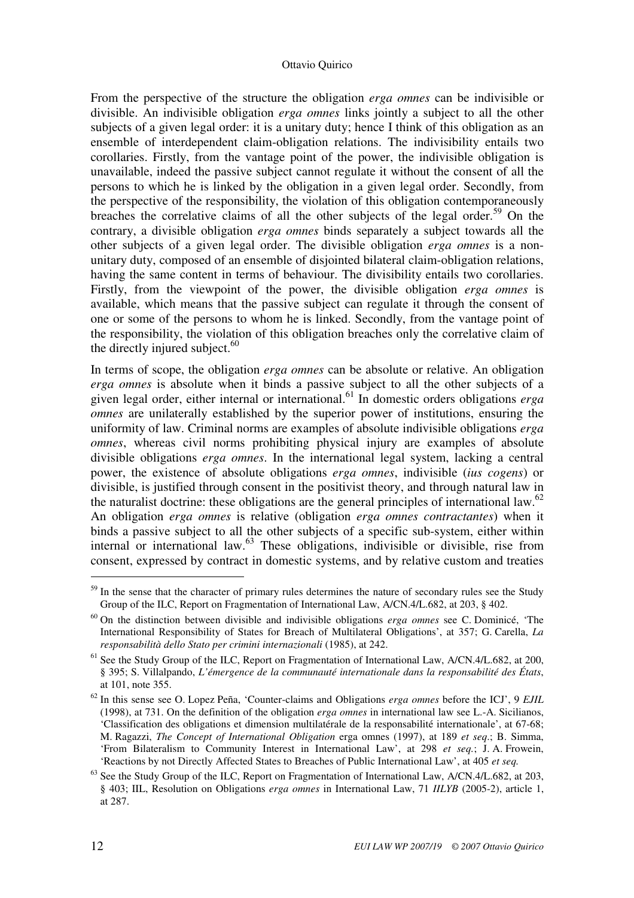From the perspective of the structure the obligation *erga omnes* can be indivisible or divisible. An indivisible obligation *erga omnes* links jointly a subject to all the other subjects of a given legal order: it is a unitary duty; hence I think of this obligation as an ensemble of interdependent claim-obligation relations. The indivisibility entails two corollaries. Firstly, from the vantage point of the power, the indivisible obligation is unavailable, indeed the passive subject cannot regulate it without the consent of all the persons to which he is linked by the obligation in a given legal order. Secondly, from the perspective of the responsibility, the violation of this obligation contemporaneously breaches the correlative claims of all the other subjects of the legal order.[59] On the contrary, a divisible obligation *erga omnes* binds separately a subject towards all the other subjects of a given legal order. The divisible obligation *erga omnes* is a non-unitary duty, composed of an ensemble of disjointed bilateral claim-obligation relations, having the same content in terms of behaviour. The divisibility entails two corollaries. Firstly, from the viewpoint of the power, the divisible obligation *erga omnes* is available, which means that the passive subject can regulate it through the consent of one or some of the persons to whom he is linked. Secondly, from the vantage point of the responsibility, the violation of this obligation breaches only the correlative claim of the directly injured subject.[60]

In terms of scope, the obligation *erga omnes* can be absolute or relative. An obligation *erga omnes* is absolute when it binds a passive subject to all the other subjects of a given legal order, either internal or international.[61] In domestic orders obligations *erga omnes* are unilaterally established by the superior power of institutions, ensuring the uniformity of law. Criminal norms are examples of absolute indivisible obligations *erga omnes*, whereas civil norms prohibiting physical injury are examples of absolute divisible obligations *erga omnes*. In the international legal system, lacking a central power, the existence of absolute obligations *erga omnes*, indivisible (*ius cogens*) or divisible, is justified through consent in the positivist theory, and through natural law in the naturalist doctrine: these obligations are the general principles of international law.[62] An obligation *erga omnes* is relative (obligation *erga omnes contractantes*) when it binds a passive subject to all the other subjects of a specific sub-system, either within internal or international law.[63] These obligations, indivisible or divisible, rise from consent, expressed by contract in domestic systems, and by relative custom and treaties

---

[59] In the sense that the character of primary rules determines the nature of secondary rules see the Study Group of the ILC, Report on Fragmentation of International Law, A/CN.4/L.682, at 203, § 402.

[60] On the distinction between divisible and indivisible obligations *erga omnes* see C. Dominicé, 'The International Responsibility of States for Breach of Multilateral Obligations', at 357; G. Carella, *La responsabilità dello Stato per crimini internazionali* (1985), at 242.

[61] See the Study Group of the ILC, Report on Fragmentation of International Law, A/CN.4/L.682, at 200, § 395; S. Villalpando, *L'émergence de la communauté internationale dans la responsabilité des États*, at 101, note 355.

[62] In this sense see O. Lopez Peña, 'Counter-claims and Obligations *erga omnes* before the ICJ', 9 *EJIL* (1998), at 731. On the definition of the obligation *erga omnes* in international law see L.-A. Sicilianos, 'Classification des obligations et dimension multilatérale de la responsabilité internationale', at 67-68; M. Ragazzi, *The Concept of International Obligation* erga omnes (1997), at 189 *et seq.*; B. Simma, 'From Bilateralism to Community Interest in International Law', at 298 *et seq.*; J. A. Frowein, 'Reactions by not Directly Affected States to Breaches of Public International Law', at 405 *et seq.*

[63] See the Study Group of the ILC, Report on Fragmentation of International Law, A/CN.4/L.682, at 203, § 403; IIL, Resolution on Obligations *erga omnes* in International Law, 71 *IILYB* (2005-2), article 1, at 287.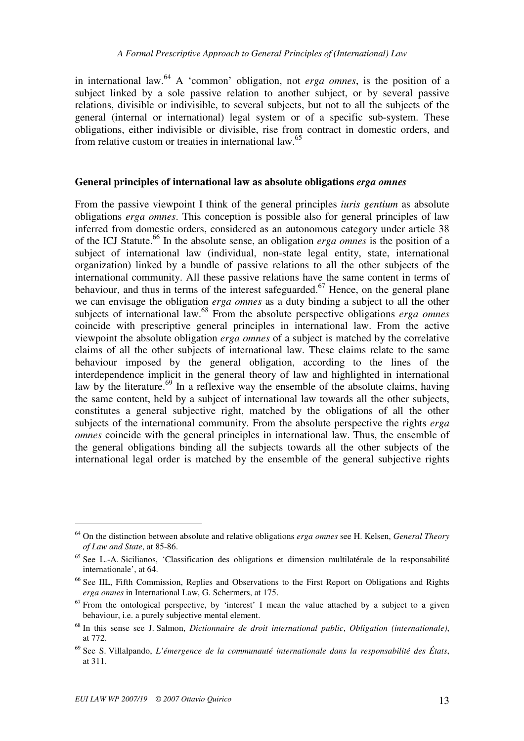in international law.[64] A 'common' obligation, not *erga omnes*, is the position of a subject linked by a sole passive relation to another subject, or by several passive relations, divisible or indivisible, to several subjects, but not to all the subjects of the general (internal or international) legal system or of a specific sub-system. These obligations, either indivisible or divisible, rise from contract in domestic orders, and from relative custom or treaties in international law.[65]

### General principles of international law as absolute obligations *erga omnes*

From the passive viewpoint I think of the general principles *iuris gentium* as absolute obligations *erga omnes*. This conception is possible also for general principles of law inferred from domestic orders, considered as an autonomous category under article 38 of the ICJ Statute.[66] In the absolute sense, an obligation *erga omnes* is the position of a subject of international law (individual, non-state legal entity, state, international organization) linked by a bundle of passive relations to all the other subjects of the international community. All these passive relations have the same content in terms of behaviour, and thus in terms of the interest safeguarded.[67] Hence, on the general plane we can envisage the obligation *erga omnes* as a duty binding a subject to all the other subjects of international law.[68] From the absolute perspective obligations *erga omnes* coincide with prescriptive general principles in international law. From the active viewpoint the absolute obligation *erga omnes* of a subject is matched by the correlative claims of all the other subjects of international law. These claims relate to the same behaviour imposed by the general obligation, according to the lines of the interdependence implicit in the general theory of law and highlighted in international law by the literature.[69] In a reflexive way the ensemble of the absolute claims, having the same content, held by a subject of international law towards all the other subjects, constitutes a general subjective right, matched by the obligations of all the other subjects of the international community. From the absolute perspective the rights *erga omnes* coincide with the general principles in international law. Thus, the ensemble of the general obligations binding all the subjects towards all the other subjects of the international legal order is matched by the ensemble of the general subjective rights

---

[64] On the distinction between absolute and relative obligations *erga omnes* see H. Kelsen, *General Theory of Law and State*, at 85-86.

[65] See L.-A. Sicilianos, 'Classification des obligations et dimension multilatérale de la responsabilité internationale', at 64.

[66] See IIL, Fifth Commission, Replies and Observations to the First Report on Obligations and Rights *erga omnes* in International Law, G. Schermers, at 175.

[67] From the ontological perspective, by 'interest' I mean the value attached by a subject to a given behaviour, i.e. a purely subjective mental element.

[68] In this sense see J. Salmon, *Dictionnaire de droit international public*, *Obligation (internationale)*, at 772.

[69] See S. Villalpando, *L'émergence de la communauté internationale dans la responsabilité des États*, at 311.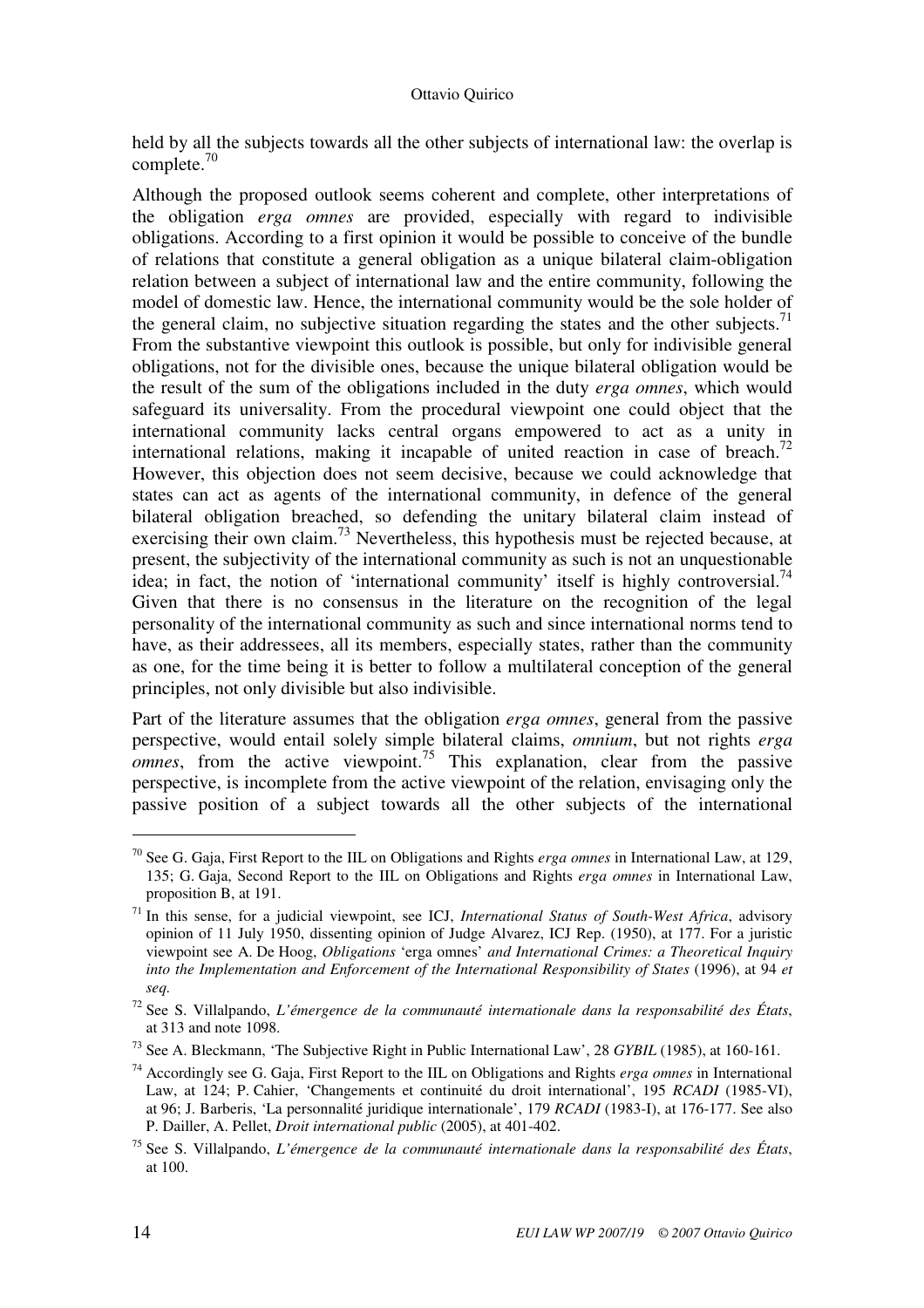held by all the subjects towards all the other subjects of international law: the overlap is complete.[70]

Although the proposed outlook seems coherent and complete, other interpretations of the obligation *erga omnes* are provided, especially with regard to indivisible obligations. According to a first opinion it would be possible to conceive of the bundle of relations that constitute a general obligation as a unique bilateral claim-obligation relation between a subject of international law and the entire community, following the model of domestic law. Hence, the international community would be the sole holder of the general claim, no subjective situation regarding the states and the other subjects.[71] From the substantive viewpoint this outlook is possible, but only for indivisible general obligations, not for the divisible ones, because the unique bilateral obligation would be the result of the sum of the obligations included in the duty *erga omnes*, which would safeguard its universality. From the procedural viewpoint one could object that the international community lacks central organs empowered to act as a unity in international relations, making it incapable of united reaction in case of breach.[72] However, this objection does not seem decisive, because we could acknowledge that states can act as agents of the international community, in defence of the general bilateral obligation breached, so defending the unitary bilateral claim instead of exercising their own claim.[73] Nevertheless, this hypothesis must be rejected because, at present, the subjectivity of the international community as such is not an unquestionable idea; in fact, the notion of 'international community' itself is highly controversial.[74] Given that there is no consensus in the literature on the recognition of the legal personality of the international community as such and since international norms tend to have, as their addressees, all its members, especially states, rather than the community as one, for the time being it is better to follow a multilateral conception of the general principles, not only divisible but also indivisible.

Part of the literature assumes that the obligation *erga omnes*, general from the passive perspective, would entail solely simple bilateral claims, *omnium*, but not rights *erga omnes*, from the active viewpoint.[75] This explanation, clear from the passive perspective, is incomplete from the active viewpoint of the relation, envisaging only the passive position of a subject towards all the other subjects of the international

---

[70] See G. Gaja, First Report to the IIL on Obligations and Rights *erga omnes* in International Law, at 129, 135; G. Gaja, Second Report to the IIL on Obligations and Rights *erga omnes* in International Law, proposition B, at 191.

[71] In this sense, for a judicial viewpoint, see ICJ, *International Status of South-West Africa*, advisory opinion of 11 July 1950, dissenting opinion of Judge Alvarez, ICJ Rep. (1950), at 177. For a juristic viewpoint see A. De Hoog, *Obligations* 'erga omnes' *and International Crimes: a Theoretical Inquiry into the Implementation and Enforcement of the International Responsibility of States* (1996), at 94 *et seq.*

[72] See S. Villalpando, *L'émergence de la communauté internationale dans la responsabilité des États*, at 313 and note 1098.

[73] See A. Bleckmann, 'The Subjective Right in Public International Law', 28 *GYBIL* (1985), at 160-161.

[74] Accordingly see G. Gaja, First Report to the IIL on Obligations and Rights *erga omnes* in International Law, at 124; P. Cahier, 'Changements et continuité du droit international', 195 *RCADI* (1985-VI), at 96; J. Barberis, 'La personnalité juridique internationale', 179 *RCADI* (1983-I), at 176-177. See also P. Dailler, A. Pellet, *Droit international public* (2005), at 401-402.

[75] See S. Villalpando, *L'émergence de la communauté internationale dans la responsabilité des États*, at 100.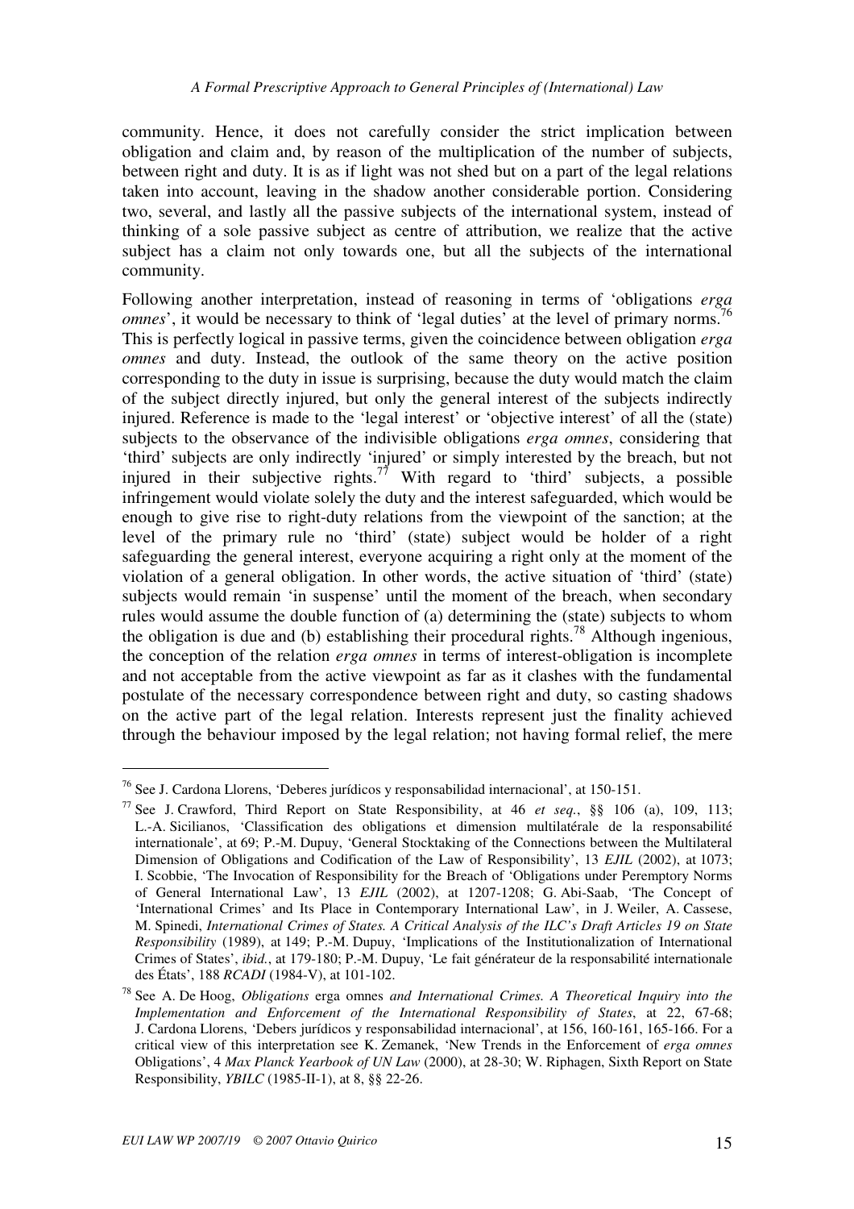community. Hence, it does not carefully consider the strict implication between obligation and claim and, by reason of the multiplication of the number of subjects, between right and duty. It is as if light was not shed but on a part of the legal relations taken into account, leaving in the shadow another considerable portion. Considering two, several, and lastly all the passive subjects of the international system, instead of thinking of a sole passive subject as centre of attribution, we realize that the active subject has a claim not only towards one, but all the subjects of the international community.

Following another interpretation, instead of reasoning in terms of 'obligations *erga omnes*', it would be necessary to think of 'legal duties' at the level of primary norms.[76] This is perfectly logical in passive terms, given the coincidence between obligation *erga omnes* and duty. Instead, the outlook of the same theory on the active position corresponding to the duty in issue is surprising, because the duty would match the claim of the subject directly injured, but only the general interest of the subjects indirectly injured. Reference is made to the 'legal interest' or 'objective interest' of all the (state) subjects to the observance of the indivisible obligations *erga omnes*, considering that 'third' subjects are only indirectly 'injured' or simply interested by the breach, but not injured in their subjective rights.[77] With regard to 'third' subjects, a possible infringement would violate solely the duty and the interest safeguarded, which would be enough to give rise to right-duty relations from the viewpoint of the sanction; at the level of the primary rule no 'third' (state) subject would be holder of a right safeguarding the general interest, everyone acquiring a right only at the moment of the violation of a general obligation. In other words, the active situation of 'third' (state) subjects would remain 'in suspense' until the moment of the breach, when secondary rules would assume the double function of (a) determining the (state) subjects to whom the obligation is due and (b) establishing their procedural rights.[78] Although ingenious, the conception of the relation *erga omnes* in terms of interest-obligation is incomplete and not acceptable from the active viewpoint as far as it clashes with the fundamental postulate of the necessary correspondence between right and duty, so casting shadows on the active part of the legal relation. Interests represent just the finality achieved through the behaviour imposed by the legal relation; not having formal relief, the mere

---

[76] See J. Cardona Llorens, 'Deberes jurídicos y responsabilidad internacional', at 150-151.

[77] See J. Crawford, Third Report on State Responsibility, at 46 *et seq.*, §§ 106 (a), 109, 113; L.-A. Sicilianos, 'Classification des obligations et dimension multilatérale de la responsabilité internationale', at 69; P.-M. Dupuy, 'General Stocktaking of the Connections between the Multilateral Dimension of Obligations and Codification of the Law of Responsibility', 13 *EJIL* (2002), at 1073; I. Scobbie, 'The Invocation of Responsibility for the Breach of 'Obligations under Peremptory Norms of General International Law', 13 *EJIL* (2002), at 1207-1208; G. Abi-Saab, 'The Concept of 'International Crimes' and Its Place in Contemporary International Law', in J. Weiler, A. Cassese, M. Spinedi, *International Crimes of States. A Critical Analysis of the ILC's Draft Articles 19 on State Responsibility* (1989), at 149; P.-M. Dupuy, 'Implications of the Institutionalization of International Crimes of States', *ibid.*, at 179-180; P.-M. Dupuy, 'Le fait générateur de la responsabilité internationale des États', 188 *RCADI* (1984-V), at 101-102.

[78] See A. De Hoog, *Obligations* erga omnes *and International Crimes. A Theoretical Inquiry into the Implementation and Enforcement of the International Responsibility of States*, at 22, 67-68; J. Cardona Llorens, 'Debers jurídicos y responsabilidad internacional', at 156, 160-161, 165-166. For a critical view of this interpretation see K. Zemanek, 'New Trends in the Enforcement of *erga omnes* Obligations', 4 *Max Planck Yearbook of UN Law* (2000), at 28-30; W. Riphagen, Sixth Report on State Responsibility, *YBILC* (1985-II-1), at 8, §§ 22-26.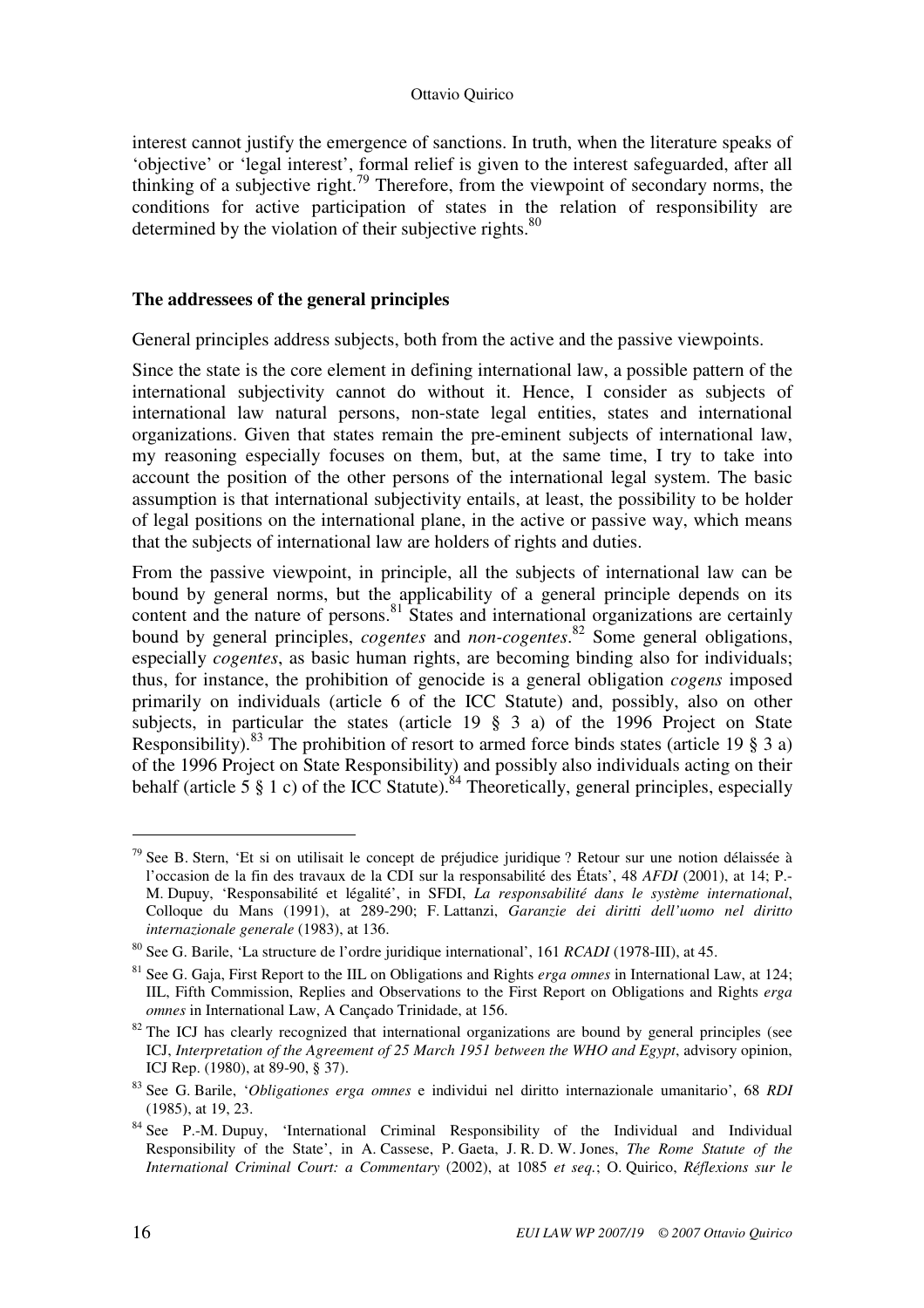interest cannot justify the emergence of sanctions. In truth, when the literature speaks of 'objective' or 'legal interest', formal relief is given to the interest safeguarded, after all thinking of a subjective right.[79] Therefore, from the viewpoint of secondary norms, the conditions for active participation of states in the relation of responsibility are determined by the violation of their subjective rights.[80]

### The addressees of the general principles

General principles address subjects, both from the active and the passive viewpoints.

Since the state is the core element in defining international law, a possible pattern of the international subjectivity cannot do without it. Hence, I consider as subjects of international law natural persons, non-state legal entities, states and international organizations. Given that states remain the pre-eminent subjects of international law, my reasoning especially focuses on them, but, at the same time, I try to take into account the position of the other persons of the international legal system. The basic assumption is that international subjectivity entails, at least, the possibility to be holder of legal positions on the international plane, in the active or passive way, which means that the subjects of international law are holders of rights and duties.

From the passive viewpoint, in principle, all the subjects of international law can be bound by general norms, but the applicability of a general principle depends on its content and the nature of persons.[81] States and international organizations are certainly bound by general principles, *cogentes* and *non-cogentes*.[82] Some general obligations, especially *cogentes*, as basic human rights, are becoming binding also for individuals; thus, for instance, the prohibition of genocide is a general obligation *cogens* imposed primarily on individuals (article 6 of the ICC Statute) and, possibly, also on other subjects, in particular the states (article 19 § 3 a) of the 1996 Project on State Responsibility).[83] The prohibition of resort to armed force binds states (article 19 § 3 a) of the 1996 Project on State Responsibility) and possibly also individuals acting on their behalf (article 5 § 1 c) of the ICC Statute).[84] Theoretically, general principles, especially

---

[79] See B. Stern, 'Et si on utilisait le concept de préjudice juridique ? Retour sur une notion délaissée à l'occasion de la fin des travaux de la CDI sur la responsabilité des États', 48 *AFDI* (2001), at 14; P.-M. Dupuy, 'Responsabilité et légalité', in SFDI, *La responsabilité dans le système international*, Colloque du Mans (1991), at 289-290; F. Lattanzi, *Garanzie dei diritti dell'uomo nel diritto internazionale generale* (1983), at 136.

[80] See G. Barile, 'La structure de l'ordre juridique international', 161 *RCADI* (1978-III), at 45.

[81] See G. Gaja, First Report to the IIL on Obligations and Rights *erga omnes* in International Law, at 124; IIL, Fifth Commission, Replies and Observations to the First Report on Obligations and Rights *erga omnes* in International Law, A Cançado Trinidade, at 156.

[82] The ICJ has clearly recognized that international organizations are bound by general principles (see ICJ, *Interpretation of the Agreement of 25 March 1951 between the WHO and Egypt*, advisory opinion, ICJ Rep. (1980), at 89-90, § 37).

[83] See G. Barile, '*Obligationes erga omnes* e individui nel diritto internazionale umanitario', 68 *RDI* (1985), at 19, 23.

[84] See P.-M. Dupuy, 'International Criminal Responsibility of the Individual and Individual Responsibility of the State', in A. Cassese, P. Gaeta, J. R. D. W. Jones, *The Rome Statute of the International Criminal Court: a Commentary* (2002), at 1085 *et seq.*; O. Quirico, *Réflexions sur le*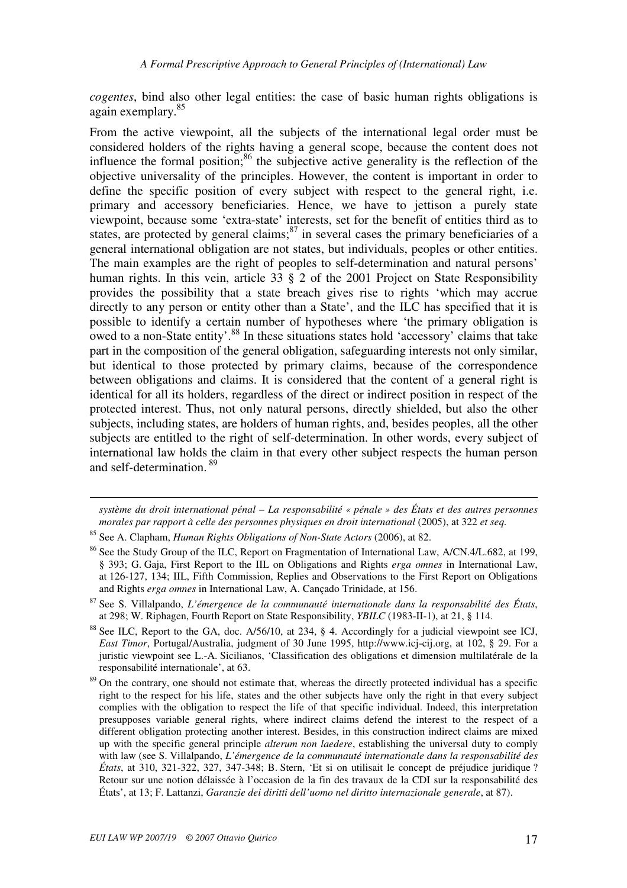*cogentes*, bind also other legal entities: the case of basic human rights obligations is again exemplary.[85]

From the active viewpoint, all the subjects of the international legal order must be considered holders of the rights having a general scope, because the content does not influence the formal position;[86] the subjective active generality is the reflection of the objective universality of the principles. However, the content is important in order to define the specific position of every subject with respect to the general right, i.e. primary and accessory beneficiaries. Hence, we have to jettison a purely state viewpoint, because some 'extra-state' interests, set for the benefit of entities third as to states, are protected by general claims;[87] in several cases the primary beneficiaries of a general international obligation are not states, but individuals, peoples or other entities. The main examples are the right of peoples to self-determination and natural persons' human rights. In this vein, article 33 § 2 of the 2001 Project on State Responsibility provides the possibility that a state breach gives rise to rights 'which may accrue directly to any person or entity other than a State', and the ILC has specified that it is possible to identify a certain number of hypotheses where 'the primary obligation is owed to a non-State entity'.[88] In these situations states hold 'accessory' claims that take part in the composition of the general obligation, safeguarding interests not only similar, but identical to those protected by primary claims, because of the correspondence between obligations and claims. It is considered that the content of a general right is identical for all its holders, regardless of the direct or indirect position in respect of the protected interest. Thus, not only natural persons, directly shielded, but also the other subjects, including states, are holders of human rights, and, besides peoples, all the other subjects are entitled to the right of self-determination. In other words, every subject of international law holds the claim in that every other subject respects the human person and self-determination.[89]

---

*système du droit international pénal – La responsabilité « pénale » des États et des autres personnes morales par rapport à celle des personnes physiques en droit international* (2005), at 322 *et seq.*

[85] See A. Clapham, *Human Rights Obligations of Non-State Actors* (2006), at 82.

[86] See the Study Group of the ILC, Report on Fragmentation of International Law, A/CN.4/L.682, at 199, § 393; G. Gaja, First Report to the IIL on Obligations and Rights *erga omnes* in International Law, at 126-127, 134; IIL, Fifth Commission, Replies and Observations to the First Report on Obligations and Rights *erga omnes* in International Law, A. Cançado Trinidade, at 156.

[87] See S. Villalpando, *L'émergence de la communauté internationale dans la responsabilité des États*, at 298; W. Riphagen, Fourth Report on State Responsibility, *YBILC* (1983-II-1), at 21, § 114.

[88] See ILC, Report to the GA, doc. A/56/10, at 234, § 4. Accordingly for a judicial viewpoint see ICJ, *East Timor*, Portugal/Australia, judgment of 30 June 1995, http://www.icj-cij.org, at 102, § 29. For a juristic viewpoint see L.-A. Sicilianos, 'Classification des obligations et dimension multilatérale de la responsabilité internationale', at 63.

[89] On the contrary, one should not estimate that, whereas the directly protected individual has a specific right to the respect for his life, states and the other subjects have only the right in that every subject complies with the obligation to respect the life of that specific individual. Indeed, this interpretation presupposes variable general rights, where indirect claims defend the interest to the respect of a different obligation protecting another interest. Besides, in this construction indirect claims are mixed up with the specific general principle *alterum non laedere*, establishing the universal duty to comply with law (see S. Villalpando, *L'émergence de la communauté internationale dans la responsabilité des États*, at 310, 321-322, 327, 347-348; B. Stern, 'Et si on utilisait le concept de préjudice juridique ? Retour sur une notion délaissée à l'occasion de la fin des travaux de la CDI sur la responsabilité des États', at 13; F. Lattanzi, *Garanzie dei diritti dell'uomo nel diritto internazionale generale*, at 87).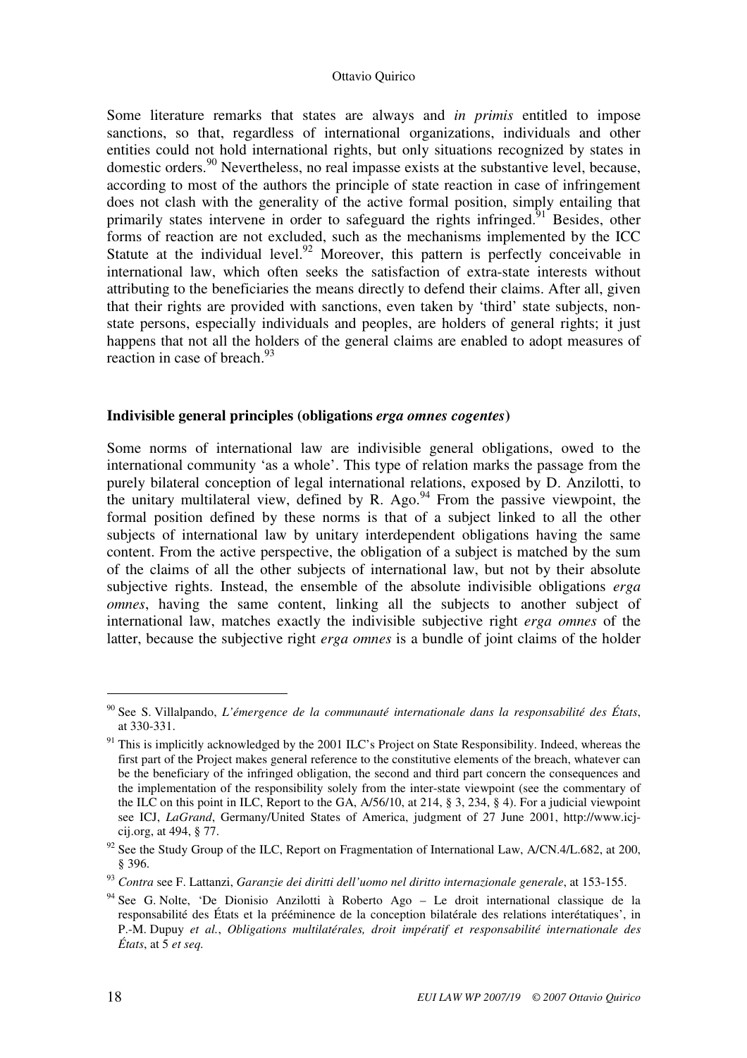Some literature remarks that states are always and *in primis* entitled to impose sanctions, so that, regardless of international organizations, individuals and other entities could not hold international rights, but only situations recognized by states in domestic orders.[90] Nevertheless, no real impasse exists at the substantive level, because, according to most of the authors the principle of state reaction in case of infringement does not clash with the generality of the active formal position, simply entailing that primarily states intervene in order to safeguard the rights infringed.[91] Besides, other forms of reaction are not excluded, such as the mechanisms implemented by the ICC Statute at the individual level.[92] Moreover, this pattern is perfectly conceivable in international law, which often seeks the satisfaction of extra-state interests without attributing to the beneficiaries the means directly to defend their claims. After all, given that their rights are provided with sanctions, even taken by 'third' state subjects, non-state persons, especially individuals and peoples, are holders of general rights; it just happens that not all the holders of the general claims are enabled to adopt measures of reaction in case of breach.[93]

### Indivisible general principles (obligations *erga omnes cogentes*)

Some norms of international law are indivisible general obligations, owed to the international community 'as a whole'. This type of relation marks the passage from the purely bilateral conception of legal international relations, exposed by D. Anzilotti, to the unitary multilateral view, defined by R. Ago.[94] From the passive viewpoint, the formal position defined by these norms is that of a subject linked to all the other subjects of international law by unitary interdependent obligations having the same content. From the active perspective, the obligation of a subject is matched by the sum of the claims of all the other subjects of international law, but not by their absolute subjective rights. Instead, the ensemble of the absolute indivisible obligations *erga omnes*, having the same content, linking all the subjects to another subject of international law, matches exactly the indivisible subjective right *erga omnes* of the latter, because the subjective right *erga omnes* is a bundle of joint claims of the holder

---

[90] See S. Villalpando, *L'émergence de la communauté internationale dans la responsabilité des États*, at 330-331.

[91] This is implicitly acknowledged by the 2001 ILC's Project on State Responsibility. Indeed, whereas the first part of the Project makes general reference to the constitutive elements of the breach, whatever can be the beneficiary of the infringed obligation, the second and third part concern the consequences and the implementation of the responsibility solely from the inter-state viewpoint (see the commentary of the ILC on this point in ILC, Report to the GA, A/56/10, at 214, § 3, 234, § 4). For a judicial viewpoint see ICJ, *LaGrand*, Germany/United States of America, judgment of 27 June 2001, http://www.icj-cij.org, at 494, § 77.

[92] See the Study Group of the ILC, Report on Fragmentation of International Law, A/CN.4/L.682, at 200, § 396.

[93] *Contra* see F. Lattanzi, *Garanzie dei diritti dell'uomo nel diritto internazionale generale*, at 153-155.

[94] See G. Nolte, 'De Dionisio Anzilotti à Roberto Ago – Le droit international classique de la responsabilité des États et la prééminence de la conception bilatérale des relations interétatiques', in P.-M. Dupuy *et al.*, *Obligations multilatérales, droit impératif et responsabilité internationale des États*, at 5 *et seq.*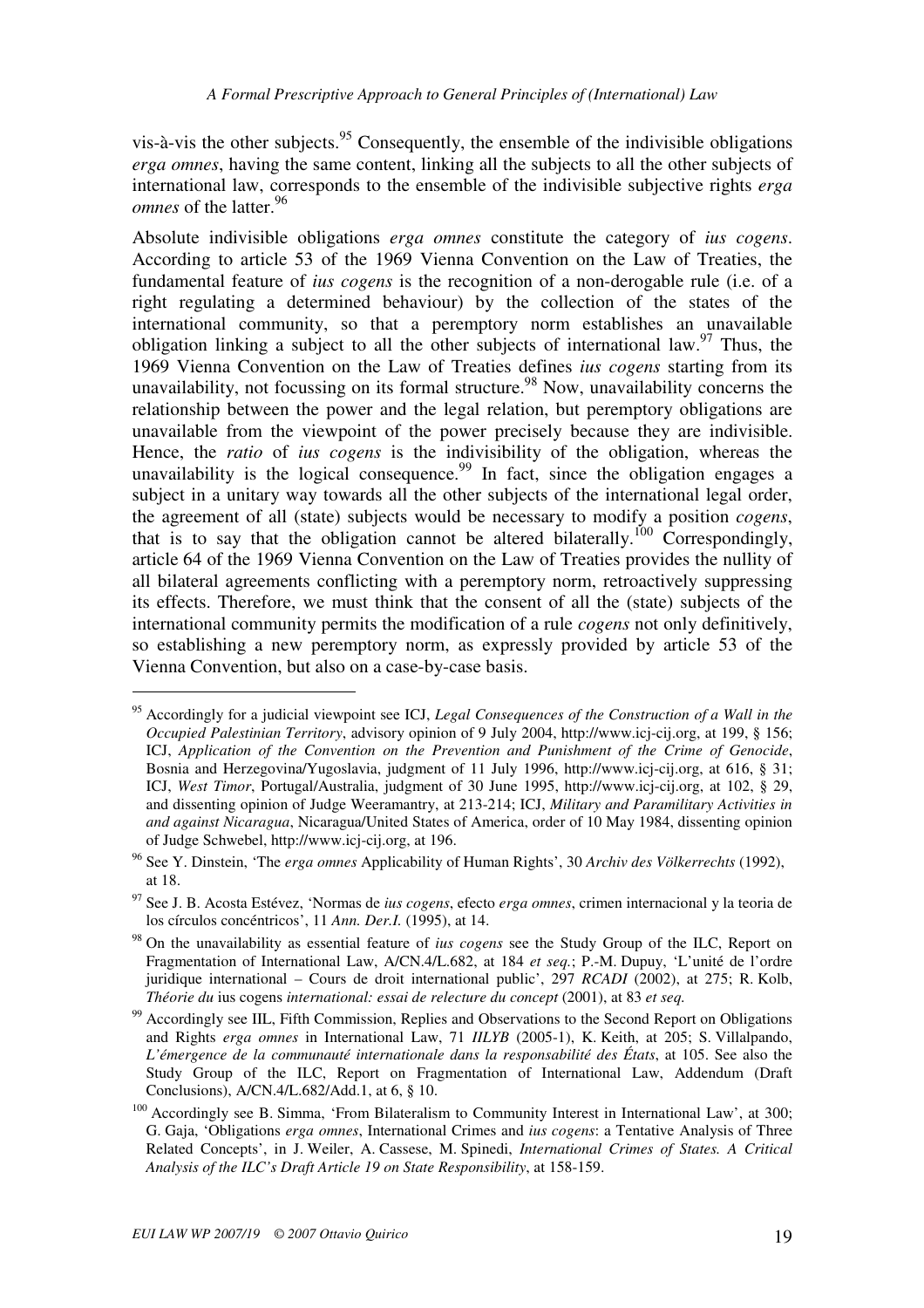vis-à-vis the other subjects.[95] Consequently, the ensemble of the indivisible obligations *erga omnes*, having the same content, linking all the subjects to all the other subjects of international law, corresponds to the ensemble of the indivisible subjective rights *erga omnes* of the latter.[96]

Absolute indivisible obligations *erga omnes* constitute the category of *ius cogens*. According to article 53 of the 1969 Vienna Convention on the Law of Treaties, the fundamental feature of *ius cogens* is the recognition of a non-derogable rule (i.e. of a right regulating a determined behaviour) by the collection of the states of the international community, so that a peremptory norm establishes an unavailable obligation linking a subject to all the other subjects of international law.[97] Thus, the 1969 Vienna Convention on the Law of Treaties defines *ius cogens* starting from its unavailability, not focussing on its formal structure.[98] Now, unavailability concerns the relationship between the power and the legal relation, but peremptory obligations are unavailable from the viewpoint of the power precisely because they are indivisible. Hence, the *ratio* of *ius cogens* is the indivisibility of the obligation, whereas the unavailability is the logical consequence.[99] In fact, since the obligation engages a subject in a unitary way towards all the other subjects of the international legal order, the agreement of all (state) subjects would be necessary to modify a position *cogens*, that is to say that the obligation cannot be altered bilaterally.[100] Correspondingly, article 64 of the 1969 Vienna Convention on the Law of Treaties provides the nullity of all bilateral agreements conflicting with a peremptory norm, retroactively suppressing its effects. Therefore, we must think that the consent of all the (state) subjects of the international community permits the modification of a rule *cogens* not only definitively, so establishing a new peremptory norm, as expressly provided by article 53 of the Vienna Convention, but also on a case-by-case basis.

---

[95] Accordingly for a judicial viewpoint see ICJ, *Legal Consequences of the Construction of a Wall in the Occupied Palestinian Territory*, advisory opinion of 9 July 2004, http://www.icj-cij.org, at 199, § 156; ICJ, *Application of the Convention on the Prevention and Punishment of the Crime of Genocide*, Bosnia and Herzegovina/Yugoslavia, judgment of 11 July 1996, http://www.icj-cij.org, at 616, § 31; ICJ, *West Timor*, Portugal/Australia, judgment of 30 June 1995, http://www.icj-cij.org, at 102, § 29, and dissenting opinion of Judge Weeramantry, at 213-214; ICJ, *Military and Paramilitary Activities in and against Nicaragua*, Nicaragua/United States of America, order of 10 May 1984, dissenting opinion of Judge Schwebel, http://www.icj-cij.org, at 196.

[96] See Y. Dinstein, 'The *erga omnes* Applicability of Human Rights', 30 *Archiv des Völkerrechts* (1992), at 18.

[97] See J. B. Acosta Estévez, 'Normas de *ius cogens*, efecto *erga omnes*, crimen internacional y la teoria de los círculos concéntricos', 11 *Ann. Der.I.* (1995), at 14.

[98] On the unavailability as essential feature of *ius cogens* see the Study Group of the ILC, Report on Fragmentation of International Law, A/CN.4/L.682, at 184 *et seq.*; P.-M. Dupuy, 'L'unité de l'ordre juridique international – Cours de droit international public', 297 *RCADI* (2002), at 275; R. Kolb, *Théorie du* ius cogens *international: essai de relecture du concept* (2001), at 83 *et seq.*

[99] Accordingly see IIL, Fifth Commission, Replies and Observations to the Second Report on Obligations and Rights *erga omnes* in International Law, 71 *IILYB* (2005-1), K. Keith, at 205; S. Villalpando, *L'émergence de la communauté internationale dans la responsabilité des États*, at 105. See also the Study Group of the ILC, Report on Fragmentation of International Law, Addendum (Draft Conclusions), A/CN.4/L.682/Add.1, at 6, § 10.

[100] Accordingly see B. Simma, 'From Bilateralism to Community Interest in International Law', at 300; G. Gaja, 'Obligations *erga omnes*, International Crimes and *ius cogens*: a Tentative Analysis of Three Related Concepts', in J. Weiler, A. Cassese, M. Spinedi, *International Crimes of States. A Critical Analysis of the ILC's Draft Article 19 on State Responsibility*, at 158-159.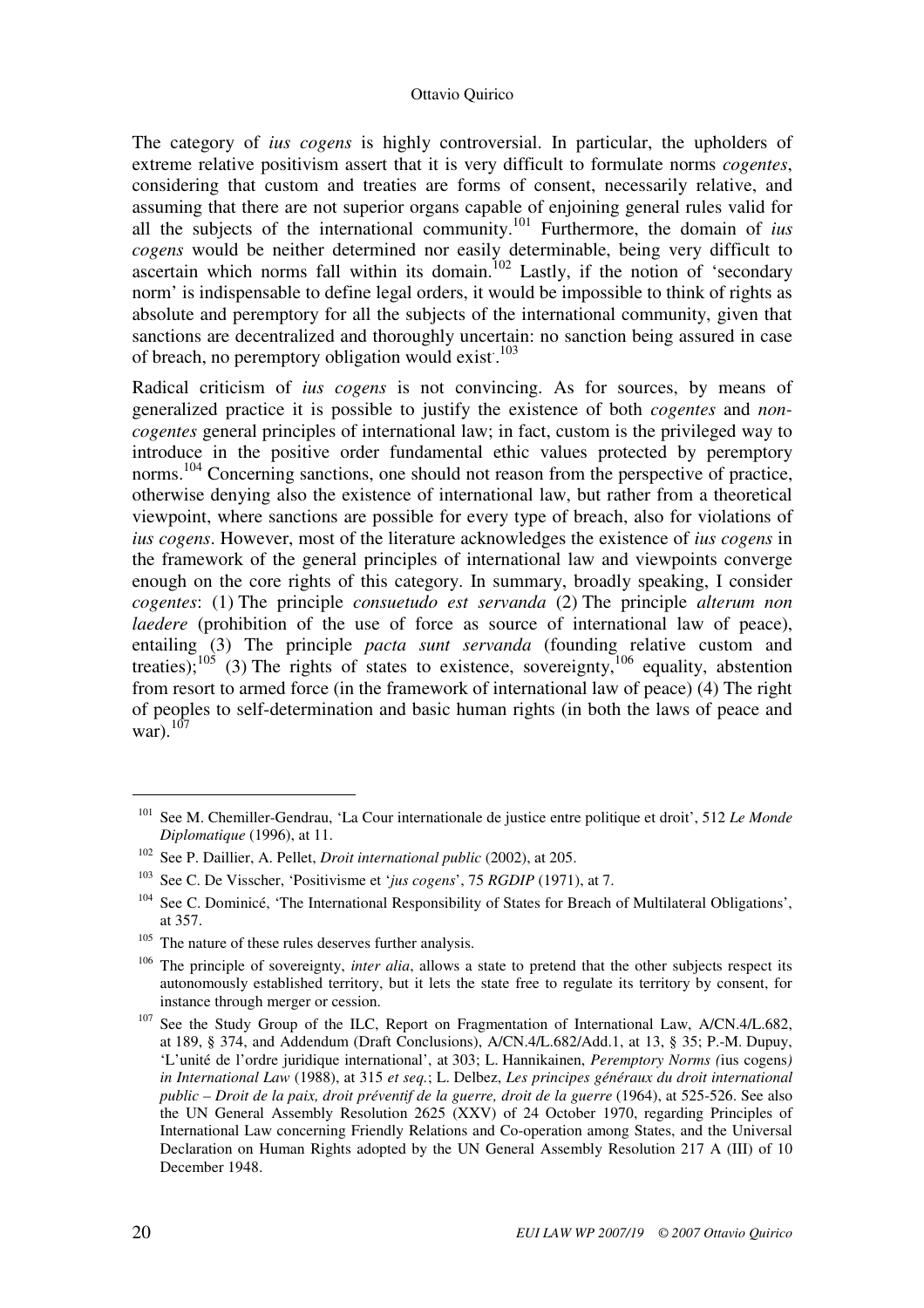The category of *ius cogens* is highly controversial. In particular, the upholders of extreme relative positivism assert that it is very difficult to formulate norms *cogentes*, considering that custom and treaties are forms of consent, necessarily relative, and assuming that there are not superior organs capable of enjoining general rules valid for all the subjects of the international community.[101] Furthermore, the domain of *ius cogens* would be neither determined nor easily determinable, being very difficult to ascertain which norms fall within its domain.[102] Lastly, if the notion of 'secondary norm' is indispensable to define legal orders, it would be impossible to think of rights as absolute and peremptory for all the subjects of the international community, given that sanctions are decentralized and thoroughly uncertain: no sanction being assured in case of breach, no peremptory obligation would exist.[103]

Radical criticism of *ius cogens* is not convincing. As for sources, by means of generalized practice it is possible to justify the existence of both *cogentes* and *non-cogentes* general principles of international law; in fact, custom is the privileged way to introduce in the positive order fundamental ethic values protected by peremptory norms.[104] Concerning sanctions, one should not reason from the perspective of practice, otherwise denying also the existence of international law, but rather from a theoretical viewpoint, where sanctions are possible for every type of breach, also for violations of *ius cogens*. However, most of the literature acknowledges the existence of *ius cogens* in the framework of the general principles of international law and viewpoints converge enough on the core rights of this category. In summary, broadly speaking, I consider *cogentes*: (1) The principle *consuetudo est servanda* (2) The principle *alterum non laedere* (prohibition of the use of force as source of international law of peace), entailing (3) The principle *pacta sunt servanda* (founding relative custom and treaties);[105] (3) The rights of states to existence, sovereignty,[106] equality, abstention from resort to armed force (in the framework of international law of peace) (4) The right of peoples to self-determination and basic human rights (in both the laws of peace and war).[107]

---

[101] See M. Chemiller-Gendrau, 'La Cour internationale de justice entre politique et droit', 512 *Le Monde Diplomatique* (1996), at 11.

[102] See P. Daillier, A. Pellet, *Droit international public* (2002), at 205.

[103] See C. De Visscher, 'Positivisme et '*jus cogens*', 75 *RGDIP* (1971), at 7.

[104] See C. Dominicé, 'The International Responsibility of States for Breach of Multilateral Obligations', at 357.

[105] The nature of these rules deserves further analysis.

[106] The principle of sovereignty, *inter alia*, allows a state to pretend that the other subjects respect its autonomously established territory, but it lets the state free to regulate its territory by consent, for instance through merger or cession.

[107] See the Study Group of the ILC, Report on Fragmentation of International Law, A/CN.4/L.682, at 189, § 374, and Addendum (Draft Conclusions), A/CN.4/L.682/Add.1, at 13, § 35; P.-M. Dupuy, 'L'unité de l'ordre juridique international', at 303; L. Hannikainen, *Peremptory Norms (*ius cogens*) in International Law* (1988), at 315 *et seq.*; L. Delbez, *Les principes généraux du droit international public – Droit de la paix, droit préventif de la guerre, droit de la guerre* (1964), at 525-526. See also the UN General Assembly Resolution 2625 (XXV) of 24 October 1970, regarding Principles of International Law concerning Friendly Relations and Co-operation among States, and the Universal Declaration on Human Rights adopted by the UN General Assembly Resolution 217 A (III) of 10 December 1948.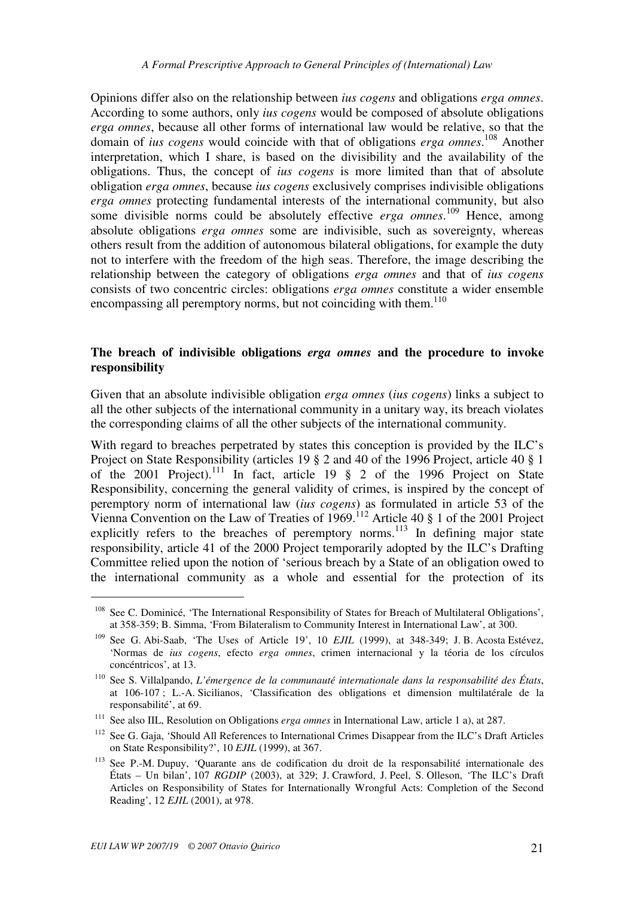Opinions differ also on the relationship between *ius cogens* and obligations *erga omnes*. According to some authors, only *ius cogens* would be composed of absolute obligations *erga omnes*, because all other forms of international law would be relative, so that the domain of *ius cogens* would coincide with that of obligations *erga omnes*.[108] Another interpretation, which I share, is based on the divisibility and the availability of the obligations. Thus, the concept of *ius cogens* is more limited than that of absolute obligation *erga omnes*, because *ius cogens* exclusively comprises indivisible obligations *erga omnes* protecting fundamental interests of the international community, but also some divisible norms could be absolutely effective *erga omnes*.[109] Hence, among absolute obligations *erga omnes* some are indivisible, such as sovereignty, whereas others result from the addition of autonomous bilateral obligations, for example the duty not to interfere with the freedom of the high seas. Therefore, the image describing the relationship between the category of obligations *erga omnes* and that of *ius cogens* consists of two concentric circles: obligations *erga omnes* constitute a wider ensemble encompassing all peremptory norms, but not coinciding with them.[110]

**The breach of indivisible obligations *erga omnes* and the procedure to invoke responsibility**

Given that an absolute indivisible obligation *erga omnes* (*ius cogens*) links a subject to all the other subjects of the international community in a unitary way, its breach violates the corresponding claims of all the other subjects of the international community.

With regard to breaches perpetrated by states this conception is provided by the ILC's Project on State Responsibility (articles 19 § 2 and 40 of the 1996 Project, article 40 § 1 of the 2001 Project).[111] In fact, article 19 § 2 of the 1996 Project on State Responsibility, concerning the general validity of crimes, is inspired by the concept of peremptory norm of international law (*ius cogens*) as formulated in article 53 of the Vienna Convention on the Law of Treaties of 1969.[112] Article 40 § 1 of the 2001 Project explicitly refers to the breaches of peremptory norms.[113] In defining major state responsibility, article 41 of the 2000 Project temporarily adopted by the ILC's Drafting Committee relied upon the notion of 'serious breach by a State of an obligation owed to the international community as a whole and essential for the protection of its

---

[108] See C. Dominicé, 'The International Responsibility of States for Breach of Multilateral Obligations', at 358-359; B. Simma, 'From Bilateralism to Community Interest in International Law', at 300.

[109] See G. Abi-Saab, 'The Uses of Article 19', 10 *EJIL* (1999), at 348-349; J. B. Acosta Estévez, 'Normas de *ius cogens*, efecto *erga omnes*, crimen internacional y la téoria de los círculos concéntricos', at 13.

[110] See S. Villalpando, *L'émergence de la communauté internationale dans la responsabilité des États*, at 106-107 ; L.-A. Sicilianos, 'Classification des obligations et dimension multilatérale de la responsabilité', at 69.

[111] See also IIL, Resolution on Obligations *erga omnes* in International Law, article 1 a), at 287.

[112] See G. Gaja, 'Should All References to International Crimes Disappear from the ILC's Draft Articles on State Responsibility?', 10 *EJIL* (1999), at 367.

[113] See P.-M. Dupuy, 'Quarante ans de codification du droit de la responsabilité internationale des États – Un bilan', 107 *RGDIP* (2003), at 329; J. Crawford, J. Peel, S. Olleson, 'The ILC's Draft Articles on Responsibility of States for Internationally Wrongful Acts: Completion of the Second Reading', 12 *EJIL* (2001), at 978.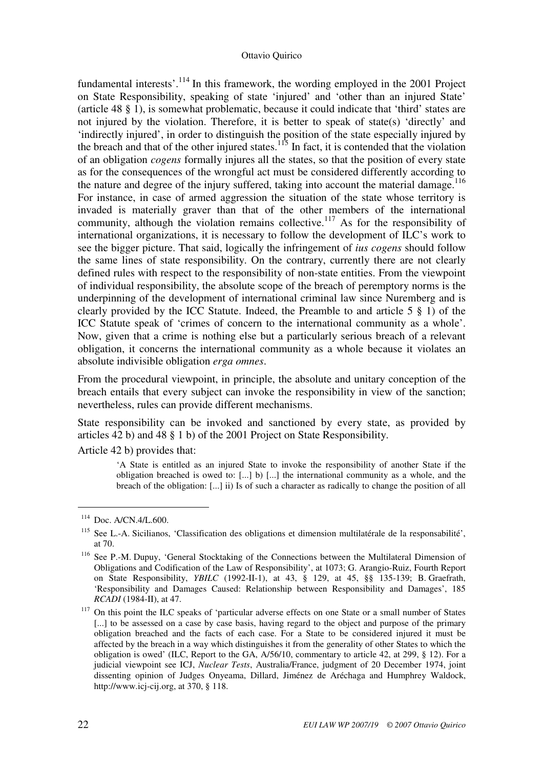fundamental interests'.[114] In this framework, the wording employed in the 2001 Project on State Responsibility, speaking of state 'injured' and 'other than an injured State' (article 48 § 1), is somewhat problematic, because it could indicate that 'third' states are not injured by the violation. Therefore, it is better to speak of state(s) 'directly' and 'indirectly injured', in order to distinguish the position of the state especially injured by the breach and that of the other injured states.[115] In fact, it is contended that the violation of an obligation *cogens* formally injures all the states, so that the position of every state as for the consequences of the wrongful act must be considered differently according to the nature and degree of the injury suffered, taking into account the material damage.[116] For instance, in case of armed aggression the situation of the state whose territory is invaded is materially graver than that of the other members of the international community, although the violation remains collective.[117] As for the responsibility of international organizations, it is necessary to follow the development of ILC's work to see the bigger picture. That said, logically the infringement of *ius cogens* should follow the same lines of state responsibility. On the contrary, currently there are not clearly defined rules with respect to the responsibility of non-state entities. From the viewpoint of individual responsibility, the absolute scope of the breach of peremptory norms is the underpinning of the development of international criminal law since Nuremberg and is clearly provided by the ICC Statute. Indeed, the Preamble to and article 5 § 1) of the ICC Statute speak of 'crimes of concern to the international community as a whole'. Now, given that a crime is nothing else but a particularly serious breach of a relevant obligation, it concerns the international community as a whole because it violates an absolute indivisible obligation *erga omnes*.

From the procedural viewpoint, in principle, the absolute and unitary conception of the breach entails that every subject can invoke the responsibility in view of the sanction; nevertheless, rules can provide different mechanisms.

State responsibility can be invoked and sanctioned by every state, as provided by articles 42 b) and 48 § 1 b) of the 2001 Project on State Responsibility.

Article 42 b) provides that:

> 'A State is entitled as an injured State to invoke the responsibility of another State if the obligation breached is owed to: [...] b) [...] the international community as a whole, and the breach of the obligation: [...] ii) Is of such a character as radically to change the position of all

---

[114] Doc. A/CN.4/L.600.

[115] See L.-A. Sicilianos, 'Classification des obligations et dimension multilatérale de la responsabilité', at 70.

[116] See P.-M. Dupuy, 'General Stocktaking of the Connections between the Multilateral Dimension of Obligations and Codification of the Law of Responsibility', at 1073; G. Arangio-Ruiz, Fourth Report on State Responsibility, *YBILC* (1992-II-1), at 43, § 129, at 45, §§ 135-139; B. Graefrath, 'Responsibility and Damages Caused: Relationship between Responsibility and Damages', 185 *RCADI* (1984-II), at 47.

[117] On this point the ILC speaks of 'particular adverse effects on one State or a small number of States [...] to be assessed on a case by case basis, having regard to the object and purpose of the primary obligation breached and the facts of each case. For a State to be considered injured it must be affected by the breach in a way which distinguishes it from the generality of other States to which the obligation is owed' (ILC, Report to the GA, A/56/10, commentary to article 42, at 299, § 12). For a judicial viewpoint see ICJ, *Nuclear Tests*, Australia/France, judgment of 20 December 1974, joint dissenting opinion of Judges Onyeama, Dillard, Jiménez de Aréchaga and Humphrey Waldock, http://www.icj-cij.org, at 370, § 118.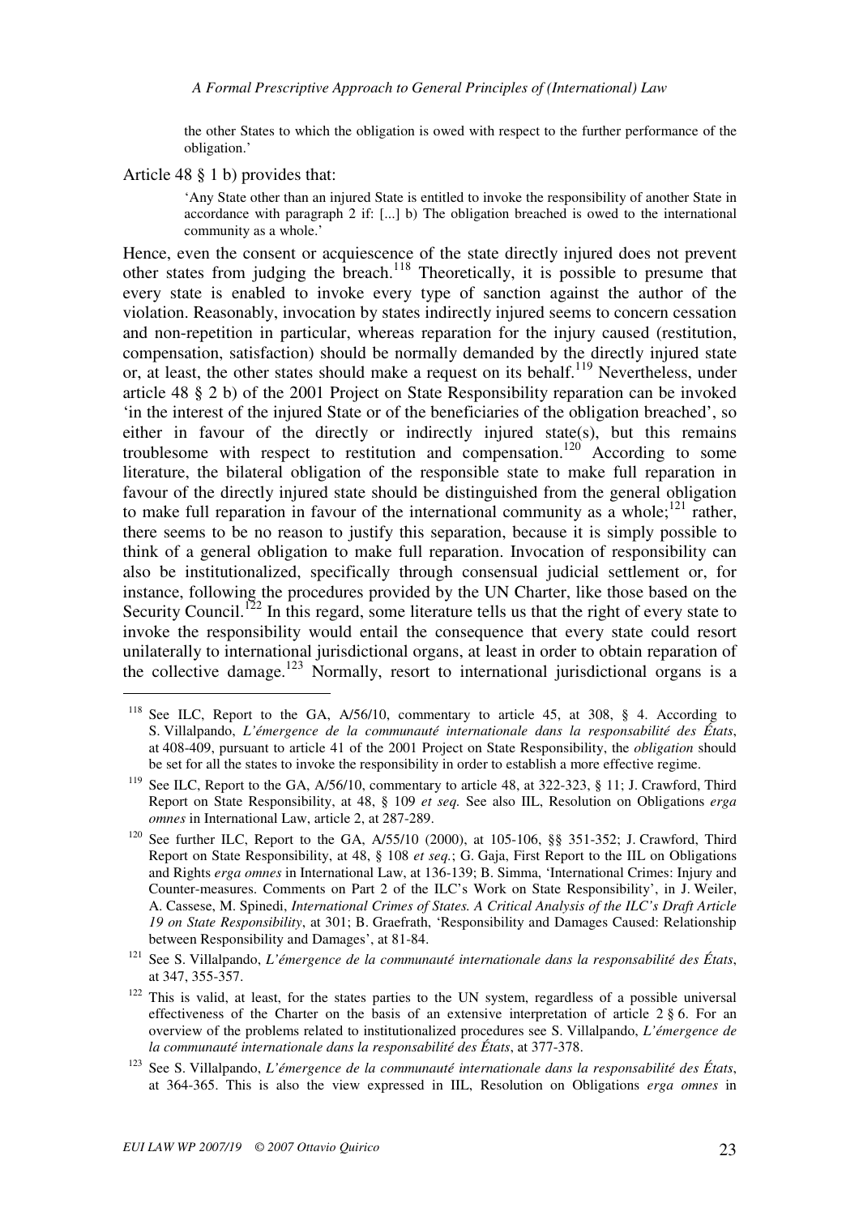> the other States to which the obligation is owed with respect to the further performance of the obligation.'

Article 48 § 1 b) provides that:

> 'Any State other than an injured State is entitled to invoke the responsibility of another State in accordance with paragraph 2 if: [...] b) The obligation breached is owed to the international community as a whole.'

Hence, even the consent or acquiescence of the state directly injured does not prevent other states from judging the breach.[118] Theoretically, it is possible to presume that every state is enabled to invoke every type of sanction against the author of the violation. Reasonably, invocation by states indirectly injured seems to concern cessation and non-repetition in particular, whereas reparation for the injury caused (restitution, compensation, satisfaction) should be normally demanded by the directly injured state or, at least, the other states should make a request on its behalf.[119] Nevertheless, under article 48 § 2 b) of the 2001 Project on State Responsibility reparation can be invoked 'in the interest of the injured State or of the beneficiaries of the obligation breached', so either in favour of the directly or indirectly injured state(s), but this remains troublesome with respect to restitution and compensation.[120] According to some literature, the bilateral obligation of the responsible state to make full reparation in favour of the directly injured state should be distinguished from the general obligation to make full reparation in favour of the international community as a whole;[121] rather, there seems to be no reason to justify this separation, because it is simply possible to think of a general obligation to make full reparation. Invocation of responsibility can also be institutionalized, specifically through consensual judicial settlement or, for instance, following the procedures provided by the UN Charter, like those based on the Security Council.[122] In this regard, some literature tells us that the right of every state to invoke the responsibility would entail the consequence that every state could resort unilaterally to international jurisdictional organs, at least in order to obtain reparation of the collective damage.[123] Normally, resort to international jurisdictional organs is a

---

[118] See ILC, Report to the GA, A/56/10, commentary to article 45, at 308, § 4. According to S. Villalpando, *L'émergence de la communauté internationale dans la responsabilité des États*, at 408-409, pursuant to article 41 of the 2001 Project on State Responsibility, the *obligation* should be set for all the states to invoke the responsibility in order to establish a more effective regime.

[119] See ILC, Report to the GA, A/56/10, commentary to article 48, at 322-323, § 11; J. Crawford, Third Report on State Responsibility, at 48, § 109 *et seq.* See also IIL, Resolution on Obligations *erga omnes* in International Law, article 2, at 287-289.

[120] See further ILC, Report to the GA, A/55/10 (2000), at 105-106, §§ 351-352; J. Crawford, Third Report on State Responsibility, at 48, § 108 *et seq.*; G. Gaja, First Report to the IIL on Obligations and Rights *erga omnes* in International Law, at 136-139; B. Simma, 'International Crimes: Injury and Counter-measures. Comments on Part 2 of the ILC's Work on State Responsibility', in J. Weiler, A. Cassese, M. Spinedi, *International Crimes of States. A Critical Analysis of the ILC's Draft Article 19 on State Responsibility*, at 301; B. Graefrath, 'Responsibility and Damages Caused: Relationship between Responsibility and Damages', at 81-84.

[121] See S. Villalpando, *L'émergence de la communauté internationale dans la responsabilité des États*, at 347, 355-357.

[122] This is valid, at least, for the states parties to the UN system, regardless of a possible universal effectiveness of the Charter on the basis of an extensive interpretation of article 2 § 6. For an overview of the problems related to institutionalized procedures see S. Villalpando, *L'émergence de la communauté internationale dans la responsabilité des États*, at 377-378.

[123] See S. Villalpando, *L'émergence de la communauté internationale dans la responsabilité des États*, at 364-365. This is also the view expressed in IIL, Resolution on Obligations *erga omnes* in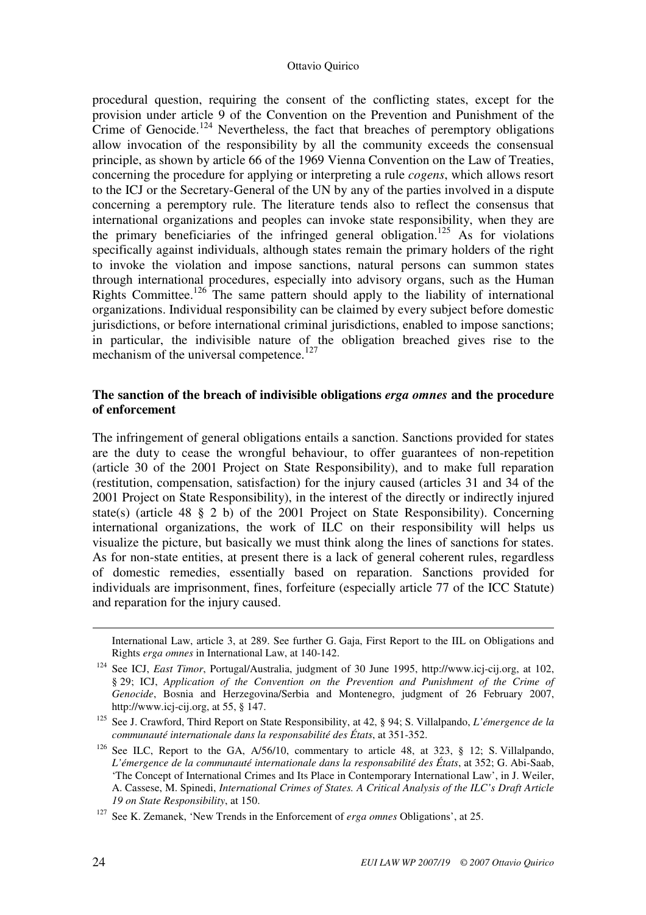procedural question, requiring the consent of the conflicting states, except for the provision under article 9 of the Convention on the Prevention and Punishment of the Crime of Genocide.[124] Nevertheless, the fact that breaches of peremptory obligations allow invocation of the responsibility by all the community exceeds the consensual principle, as shown by article 66 of the 1969 Vienna Convention on the Law of Treaties, concerning the procedure for applying or interpreting a rule *cogens*, which allows resort to the ICJ or the Secretary-General of the UN by any of the parties involved in a dispute concerning a peremptory rule. The literature tends also to reflect the consensus that international organizations and peoples can invoke state responsibility, when they are the primary beneficiaries of the infringed general obligation.[125] As for violations specifically against individuals, although states remain the primary holders of the right to invoke the violation and impose sanctions, natural persons can summon states through international procedures, especially into advisory organs, such as the Human Rights Committee.[126] The same pattern should apply to the liability of international organizations. Individual responsibility can be claimed by every subject before domestic jurisdictions, or before international criminal jurisdictions, enabled to impose sanctions; in particular, the indivisible nature of the obligation breached gives rise to the mechanism of the universal competence.[127]

### The sanction of the breach of indivisible obligations *erga omnes* and the procedure of enforcement

The infringement of general obligations entails a sanction. Sanctions provided for states are the duty to cease the wrongful behaviour, to offer guarantees of non-repetition (article 30 of the 2001 Project on State Responsibility), and to make full reparation (restitution, compensation, satisfaction) for the injury caused (articles 31 and 34 of the 2001 Project on State Responsibility), in the interest of the directly or indirectly injured state(s) (article 48 § 2 b) of the 2001 Project on State Responsibility). Concerning international organizations, the work of ILC on their responsibility will helps us visualize the picture, but basically we must think along the lines of sanctions for states. As for non-state entities, at present there is a lack of general coherent rules, regardless of domestic remedies, essentially based on reparation. Sanctions provided for individuals are imprisonment, fines, forfeiture (especially article 77 of the ICC Statute) and reparation for the injury caused.

---

International Law, article 3, at 289. See further G. Gaja, First Report to the IIL on Obligations and Rights *erga omnes* in International Law, at 140-142.

[124] See ICJ, *East Timor*, Portugal/Australia, judgment of 30 June 1995, http://www.icj-cij.org, at 102, § 29; ICJ, *Application of the Convention on the Prevention and Punishment of the Crime of Genocide*, Bosnia and Herzegovina/Serbia and Montenegro, judgment of 26 February 2007, http://www.icj-cij.org, at 55, § 147.

[125] See J. Crawford, Third Report on State Responsibility, at 42, § 94; S. Villalpando, *L'émergence de la communauté internationale dans la responsabilité des États*, at 351-352.

[126] See ILC, Report to the GA, A/56/10, commentary to article 48, at 323, § 12; S. Villalpando, *L'émergence de la communauté internationale dans la responsabilité des États*, at 352; G. Abi-Saab, 'The Concept of International Crimes and Its Place in Contemporary International Law', in J. Weiler, A. Cassese, M. Spinedi, *International Crimes of States. A Critical Analysis of the ILC's Draft Article 19 on State Responsibility*, at 150.

[127] See K. Zemanek, 'New Trends in the Enforcement of *erga omnes* Obligations', at 25.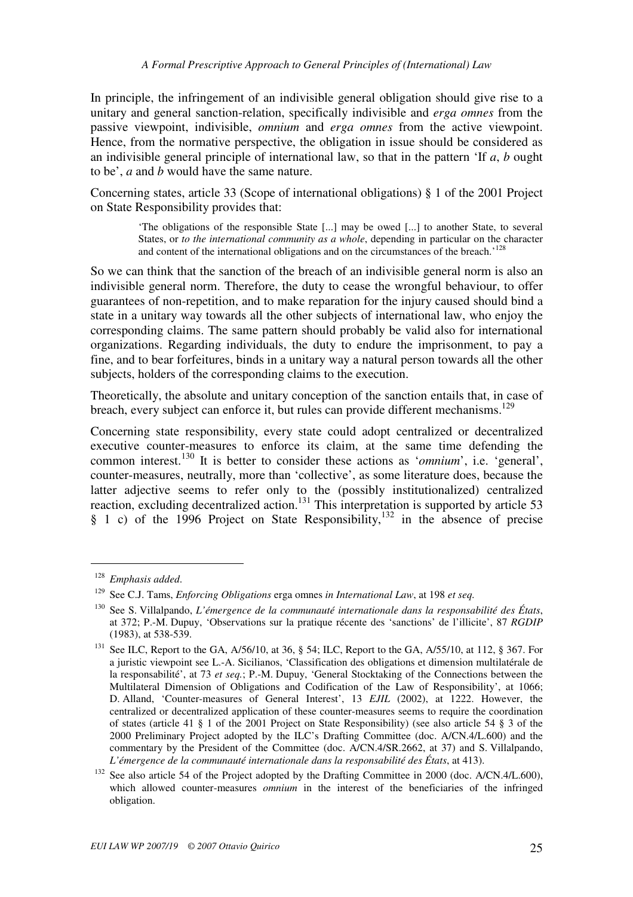In principle, the infringement of an indivisible general obligation should give rise to a unitary and general sanction-relation, specifically indivisible and *erga omnes* from the passive viewpoint, indivisible, *omnium* and *erga omnes* from the active viewpoint. Hence, from the normative perspective, the obligation in issue should be considered as an indivisible general principle of international law, so that in the pattern 'If *a*, *b* ought to be', *a* and *b* would have the same nature.

Concerning states, article 33 (Scope of international obligations) § 1 of the 2001 Project on State Responsibility provides that:

> 'The obligations of the responsible State [...] may be owed [...] to another State, to several States, or *to the international community as a whole*, depending in particular on the character and content of the international obligations and on the circumstances of the breach.'[128]

So we can think that the sanction of the breach of an indivisible general norm is also an indivisible general norm. Therefore, the duty to cease the wrongful behaviour, to offer guarantees of non-repetition, and to make reparation for the injury caused should bind a state in a unitary way towards all the other subjects of international law, who enjoy the corresponding claims. The same pattern should probably be valid also for international organizations. Regarding individuals, the duty to endure the imprisonment, to pay a fine, and to bear forfeitures, binds in a unitary way a natural person towards all the other subjects, holders of the corresponding claims to the execution.

Theoretically, the absolute and unitary conception of the sanction entails that, in case of breach, every subject can enforce it, but rules can provide different mechanisms.[129]

Concerning state responsibility, every state could adopt centralized or decentralized executive counter-measures to enforce its claim, at the same time defending the common interest.[130] It is better to consider these actions as '*omnium*', i.e. 'general', counter-measures, neutrally, more than 'collective', as some literature does, because the latter adjective seems to refer only to the (possibly institutionalized) centralized reaction, excluding decentralized action.[131] This interpretation is supported by article 53 § 1 c) of the 1996 Project on State Responsibility,[132] in the absence of precise

---

[128] *Emphasis added*.

[129] See C.J. Tams, *Enforcing Obligations* erga omnes *in International Law*, at 198 *et seq.*

[130] See S. Villalpando, *L'émergence de la communauté internationale dans la responsabilité des États*, at 372; P.-M. Dupuy, 'Observations sur la pratique récente des 'sanctions' de l'illicite', 87 *RGDIP* (1983), at 538-539.

[131] See ILC, Report to the GA, A/56/10, at 36, § 54; ILC, Report to the GA, A/55/10, at 112, § 367. For a juristic viewpoint see L.-A. Sicilianos, 'Classification des obligations et dimension multilatérale de la responsabilité', at 73 *et seq.*; P.-M. Dupuy, 'General Stocktaking of the Connections between the Multilateral Dimension of Obligations and Codification of the Law of Responsibility', at 1066; D. Alland, 'Counter-measures of General Interest', 13 *EJIL* (2002), at 1222. However, the centralized or decentralized application of these counter-measures seems to require the coordination of states (article 41 § 1 of the 2001 Project on State Responsibility) (see also article 54 § 3 of the 2000 Preliminary Project adopted by the ILC's Drafting Committee (doc. A/CN.4/L.600) and the commentary by the President of the Committee (doc. A/CN.4/SR.2662, at 37) and S. Villalpando, *L'émergence de la communauté internationale dans la responsabilité des États*, at 413).

[132] See also article 54 of the Project adopted by the Drafting Committee in 2000 (doc. A/CN.4/L.600), which allowed counter-measures *omnium* in the interest of the beneficiaries of the infringed obligation.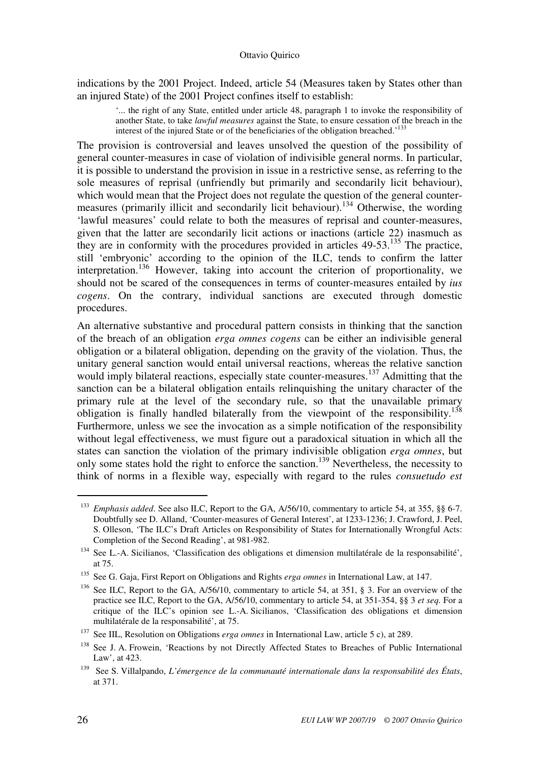indications by the 2001 Project. Indeed, article 54 (Measures taken by States other than an injured State) of the 2001 Project confines itself to establish:

> '... the right of any State, entitled under article 48, paragraph 1 to invoke the responsibility of another State, to take *lawful measures* against the State, to ensure cessation of the breach in the interest of the injured State or of the beneficiaries of the obligation breached.'[133]

The provision is controversial and leaves unsolved the question of the possibility of general counter-measures in case of violation of indivisible general norms. In particular, it is possible to understand the provision in issue in a restrictive sense, as referring to the sole measures of reprisal (unfriendly but primarily and secondarily licit behaviour), which would mean that the Project does not regulate the question of the general counter-measures (primarily illicit and secondarily licit behaviour).[134] Otherwise, the wording 'lawful measures' could relate to both the measures of reprisal and counter-measures, given that the latter are secondarily licit actions or inactions (article 22) inasmuch as they are in conformity with the procedures provided in articles 49-53.[135] The practice, still 'embryonic' according to the opinion of the ILC, tends to confirm the latter interpretation.[136] However, taking into account the criterion of proportionality, we should not be scared of the consequences in terms of counter-measures entailed by *ius cogens*. On the contrary, individual sanctions are executed through domestic procedures.

An alternative substantive and procedural pattern consists in thinking that the sanction of the breach of an obligation *erga omnes cogens* can be either an indivisible general obligation or a bilateral obligation, depending on the gravity of the violation. Thus, the unitary general sanction would entail universal reactions, whereas the relative sanction would imply bilateral reactions, especially state counter-measures.[137] Admitting that the sanction can be a bilateral obligation entails relinquishing the unitary character of the primary rule at the level of the secondary rule, so that the unavailable primary obligation is finally handled bilaterally from the viewpoint of the responsibility.[138] Furthermore, unless we see the invocation as a simple notification of the responsibility without legal effectiveness, we must figure out a paradoxical situation in which all the states can sanction the violation of the primary indivisible obligation *erga omnes*, but only some states hold the right to enforce the sanction.[139] Nevertheless, the necessity to think of norms in a flexible way, especially with regard to the rules *consuetudo est*

---

[133] *Emphasis added*. See also ILC, Report to the GA, A/56/10, commentary to article 54, at 355, §§ 6-7. Doubtfully see D. Alland, 'Counter-measures of General Interest', at 1233-1236; J. Crawford, J. Peel, S. Olleson, 'The ILC's Draft Articles on Responsibility of States for Internationally Wrongful Acts: Completion of the Second Reading', at 981-982.

[134] See L.-A. Sicilianos, 'Classification des obligations et dimension multilatérale de la responsabilité', at 75.

[135] See G. Gaja, First Report on Obligations and Rights *erga omnes* in International Law, at 147.

[136] See ILC, Report to the GA, A/56/10, commentary to article 54, at 351, § 3. For an overview of the practice see ILC, Report to the GA, A/56/10, commentary to article 54, at 351-354, §§ 3 *et seq.* For a critique of the ILC's opinion see L.-A. Sicilianos, 'Classification des obligations et dimension multilatérale de la responsabilité', at 75.

[137] See IIL, Resolution on Obligations *erga omnes* in International Law, article 5 c), at 289.

[138] See J. A. Frowein, 'Reactions by not Directly Affected States to Breaches of Public International Law', at 423.

[139] See S. Villalpando, *L'émergence de la communauté internationale dans la responsabilité des États*, at 371.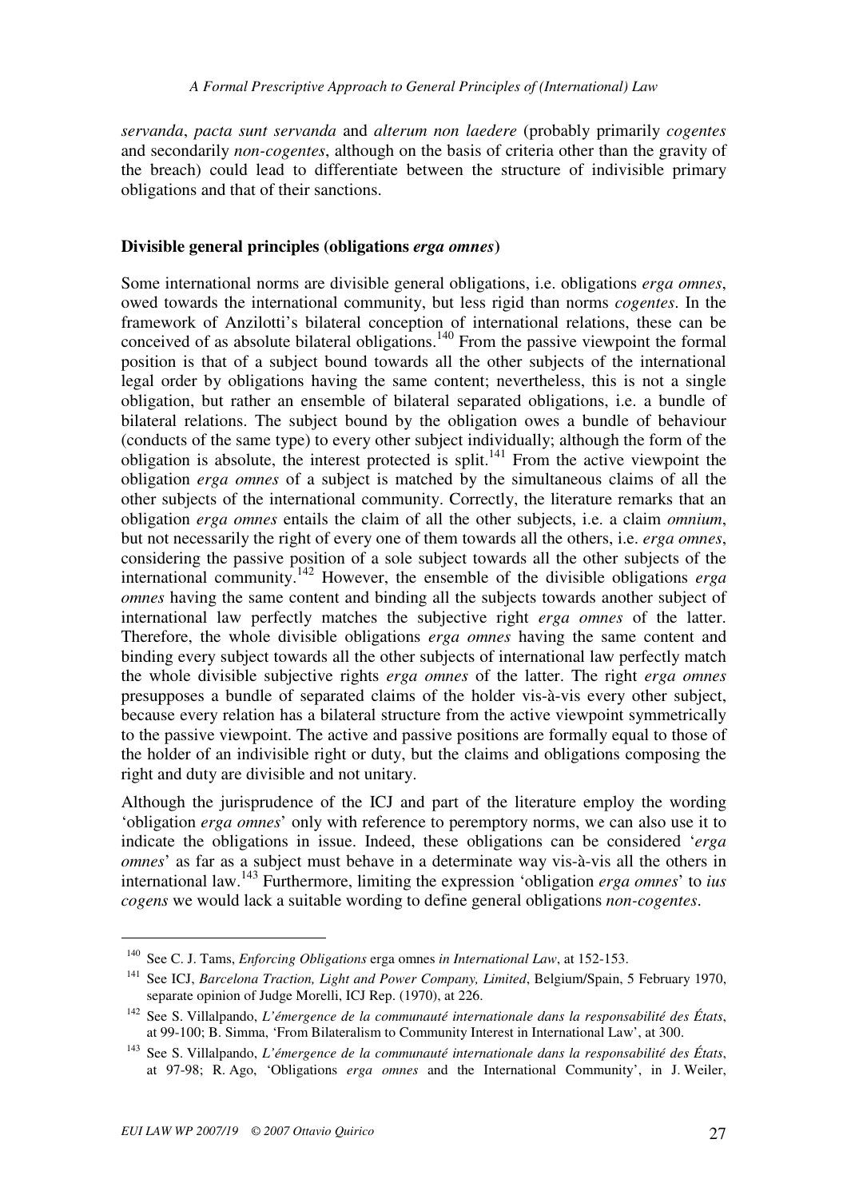*servanda*, *pacta sunt servanda* and *alterum non laedere* (probably primarily *cogentes* and secondarily *non-cogentes*, although on the basis of criteria other than the gravity of the breach) could lead to differentiate between the structure of indivisible primary obligations and that of their sanctions.

**Divisible general principles (obligations *erga omnes*)**

Some international norms are divisible general obligations, i.e. obligations *erga omnes*, owed towards the international community, but less rigid than norms *cogentes*. In the framework of Anzilotti's bilateral conception of international relations, these can be conceived of as absolute bilateral obligations.[140] From the passive viewpoint the formal position is that of a subject bound towards all the other subjects of the international legal order by obligations having the same content; nevertheless, this is not a single obligation, but rather an ensemble of bilateral separated obligations, i.e. a bundle of bilateral relations. The subject bound by the obligation owes a bundle of behaviour (conducts of the same type) to every other subject individually; although the form of the obligation is absolute, the interest protected is split.[141] From the active viewpoint the obligation *erga omnes* of a subject is matched by the simultaneous claims of all the other subjects of the international community. Correctly, the literature remarks that an obligation *erga omnes* entails the claim of all the other subjects, i.e. a claim *omnium*, but not necessarily the right of every one of them towards all the others, i.e. *erga omnes*, considering the passive position of a sole subject towards all the other subjects of the international community.[142] However, the ensemble of the divisible obligations *erga omnes* having the same content and binding all the subjects towards another subject of international law perfectly matches the subjective right *erga omnes* of the latter. Therefore, the whole divisible obligations *erga omnes* having the same content and binding every subject towards all the other subjects of international law perfectly match the whole divisible subjective rights *erga omnes* of the latter. The right *erga omnes* presupposes a bundle of separated claims of the holder vis-à-vis every other subject, because every relation has a bilateral structure from the active viewpoint symmetrically to the passive viewpoint. The active and passive positions are formally equal to those of the holder of an indivisible right or duty, but the claims and obligations composing the right and duty are divisible and not unitary.

Although the jurisprudence of the ICJ and part of the literature employ the wording 'obligation *erga omnes*' only with reference to peremptory norms, we can also use it to indicate the obligations in issue. Indeed, these obligations can be considered '*erga omnes*' as far as a subject must behave in a determinate way vis-à-vis all the others in international law.[143] Furthermore, limiting the expression 'obligation *erga omnes*' to *ius cogens* we would lack a suitable wording to define general obligations *non-cogentes*.

---

[140] See C. J. Tams, *Enforcing Obligations* erga omnes *in International Law*, at 152-153.

[141] See ICJ, *Barcelona Traction, Light and Power Company, Limited*, Belgium/Spain, 5 February 1970, separate opinion of Judge Morelli, ICJ Rep. (1970), at 226.

[142] See S. Villalpando, *L'émergence de la communauté internationale dans la responsabilité des États*, at 99-100; B. Simma, 'From Bilateralism to Community Interest in International Law', at 300.

[143] See S. Villalpando, *L'émergence de la communauté internationale dans la responsabilité des États*, at 97-98; R. Ago, 'Obligations *erga omnes* and the International Community', in J. Weiler,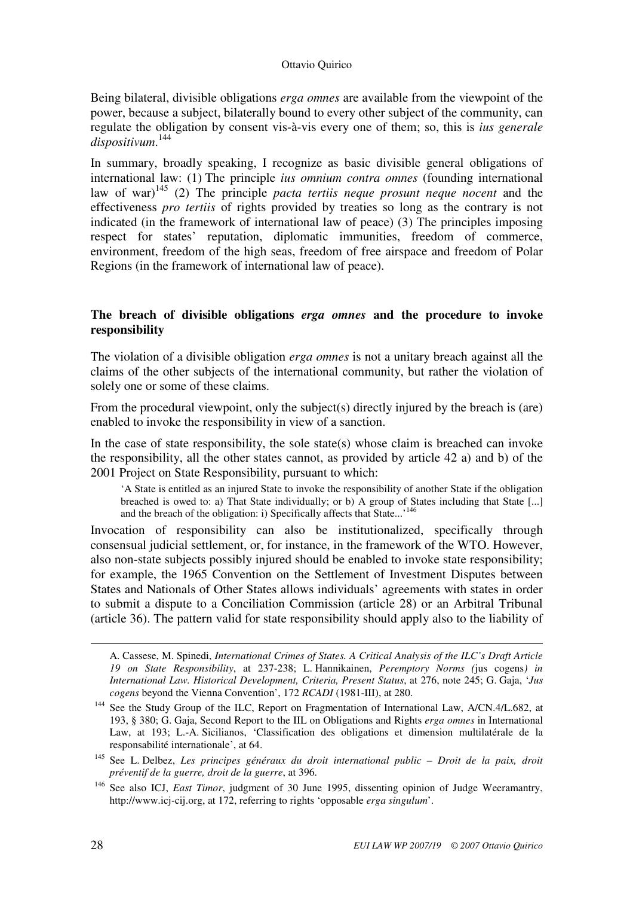Being bilateral, divisible obligations *erga omnes* are available from the viewpoint of the power, because a subject, bilaterally bound to every other subject of the community, can regulate the obligation by consent vis-à-vis every one of them; so, this is *ius generale dispositivum*.[144]

In summary, broadly speaking, I recognize as basic divisible general obligations of international law: (1) The principle *ius omnium contra omnes* (founding international law of war)[145] (2) The principle *pacta tertiis neque prosunt neque nocent* and the effectiveness *pro tertiis* of rights provided by treaties so long as the contrary is not indicated (in the framework of international law of peace) (3) The principles imposing respect for states' reputation, diplomatic immunities, freedom of commerce, environment, freedom of the high seas, freedom of free airspace and freedom of Polar Regions (in the framework of international law of peace).

## The breach of divisible obligations *erga omnes* and the procedure to invoke responsibility

The violation of a divisible obligation *erga omnes* is not a unitary breach against all the claims of the other subjects of the international community, but rather the violation of solely one or some of these claims.

From the procedural viewpoint, only the subject(s) directly injured by the breach is (are) enabled to invoke the responsibility in view of a sanction.

In the case of state responsibility, the sole state(s) whose claim is breached can invoke the responsibility, all the other states cannot, as provided by article 42 a) and b) of the 2001 Project on State Responsibility, pursuant to which:

> 'A State is entitled as an injured State to invoke the responsibility of another State if the obligation breached is owed to: a) That State individually; or b) A group of States including that State [...] and the breach of the obligation: i) Specifically affects that State...'[146]

Invocation of responsibility can also be institutionalized, specifically through consensual judicial settlement, or, for instance, in the framework of the WTO. However, also non-state subjects possibly injured should be enabled to invoke state responsibility; for example, the 1965 Convention on the Settlement of Investment Disputes between States and Nationals of Other States allows individuals' agreements with states in order to submit a dispute to a Conciliation Commission (article 28) or an Arbitral Tribunal (article 36). The pattern valid for state responsibility should apply also to the liability of

---

A. Cassese, M. Spinedi, *International Crimes of States. A Critical Analysis of the ILC's Draft Article 19 on State Responsibility*, at 237-238; L. Hannikainen, *Peremptory Norms (*jus cogens*) in International Law. Historical Development, Criteria, Present Status*, at 276, note 245; G. Gaja, '*Jus cogens* beyond the Vienna Convention', 172 *RCADI* (1981-III), at 280.

[144] See the Study Group of the ILC, Report on Fragmentation of International Law, A/CN.4/L.682, at 193, § 380; G. Gaja, Second Report to the IIL on Obligations and Rights *erga omnes* in International Law, at 193; L.-A. Sicilianos, 'Classification des obligations et dimension multilatérale de la responsabilité internationale', at 64.

[145] See L. Delbez, *Les principes généraux du droit international public – Droit de la paix, droit préventif de la guerre, droit de la guerre*, at 396.

[146] See also ICJ, *East Timor*, judgment of 30 June 1995, dissenting opinion of Judge Weeramantry, http://www.icj-cij.org, at 172, referring to rights 'opposable *erga singulum*'.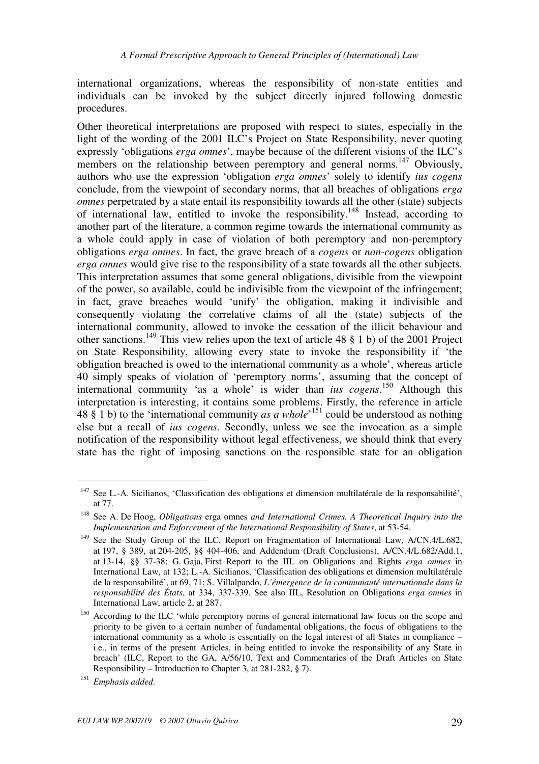international organizations, whereas the responsibility of non-state entities and individuals can be invoked by the subject directly injured following domestic procedures.

Other theoretical interpretations are proposed with respect to states, especially in the light of the wording of the 2001 ILC's Project on State Responsibility, never quoting expressly 'obligations *erga omnes*', maybe because of the different visions of the ILC's members on the relationship between peremptory and general norms.[147] Obviously, authors who use the expression 'obligation *erga omnes*' solely to identify *ius cogens* conclude, from the viewpoint of secondary norms, that all breaches of obligations *erga omnes* perpetrated by a state entail its responsibility towards all the other (state) subjects of international law, entitled to invoke the responsibility.[148] Instead, according to another part of the literature, a common regime towards the international community as a whole could apply in case of violation of both peremptory and non-peremptory obligations *erga omnes*. In fact, the grave breach of a *cogens* or *non-cogens* obligation *erga omnes* would give rise to the responsibility of a state towards all the other subjects. This interpretation assumes that some general obligations, divisible from the viewpoint of the power, so available, could be indivisible from the viewpoint of the infringement; in fact, grave breaches would 'unify' the obligation, making it indivisible and consequently violating the correlative claims of all the (state) subjects of the international community, allowed to invoke the cessation of the illicit behaviour and other sanctions.[149] This view relies upon the text of article 48 § 1 b) of the 2001 Project on State Responsibility, allowing every state to invoke the responsibility if 'the obligation breached is owed to the international community as a whole', whereas article 40 simply speaks of violation of 'peremptory norms', assuming that the concept of international community 'as a whole' is wider than *ius cogens*.[150] Although this interpretation is interesting, it contains some problems. Firstly, the reference in article 48 § 1 b) to the 'international community *as a whole*'[151] could be understood as nothing else but a recall of *ius cogens*. Secondly, unless we see the invocation as a simple notification of the responsibility without legal effectiveness, we should think that every state has the right of imposing sanctions on the responsible state for an obligation

---

[147] See L.-A. Sicilianos, 'Classification des obligations et dimension multilatérale de la responsabilité', at 77.

[148] See A. De Hoog, *Obligations* erga omnes *and International Crimes. A Theoretical Inquiry into the Implementation and Enforcement of the International Responsibility of States*, at 53-54.

[149] See the Study Group of the ILC, Report on Fragmentation of International Law, A/CN.4/L.682, at 197, § 389, at 204-205, §§ 404-406, and Addendum (Draft Conclusions), A/CN.4/L.682/Add.1, at 13-14, §§ 37-38; G. Gaja, First Report to the IIL on Obligations and Rights *erga omnes* in International Law, at 132; L.-A. Sicilianos, 'Classification des obligations et dimension multilatérale de la responsabilité', at 69, 71; S. Villalpando, *L'émergence de la communauté internationale dans la responsabilité des États*, at 334, 337-339. See also IIL, Resolution on Obligations *erga omnes* in International Law, article 2, at 287.

[150] According to the ILC 'while peremptory norms of general international law focus on the scope and priority to be given to a certain number of fundamental obligations, the focus of obligations to the international community as a whole is essentially on the legal interest of all States in compliance – i.e., in terms of the present Articles, in being entitled to invoke the responsibility of any State in breach' (ILC, Report to the GA, A/56/10, Text and Commentaries of the Draft Articles on State Responsibility – Introduction to Chapter 3, at 281-282, § 7).

[151] *Emphasis added*.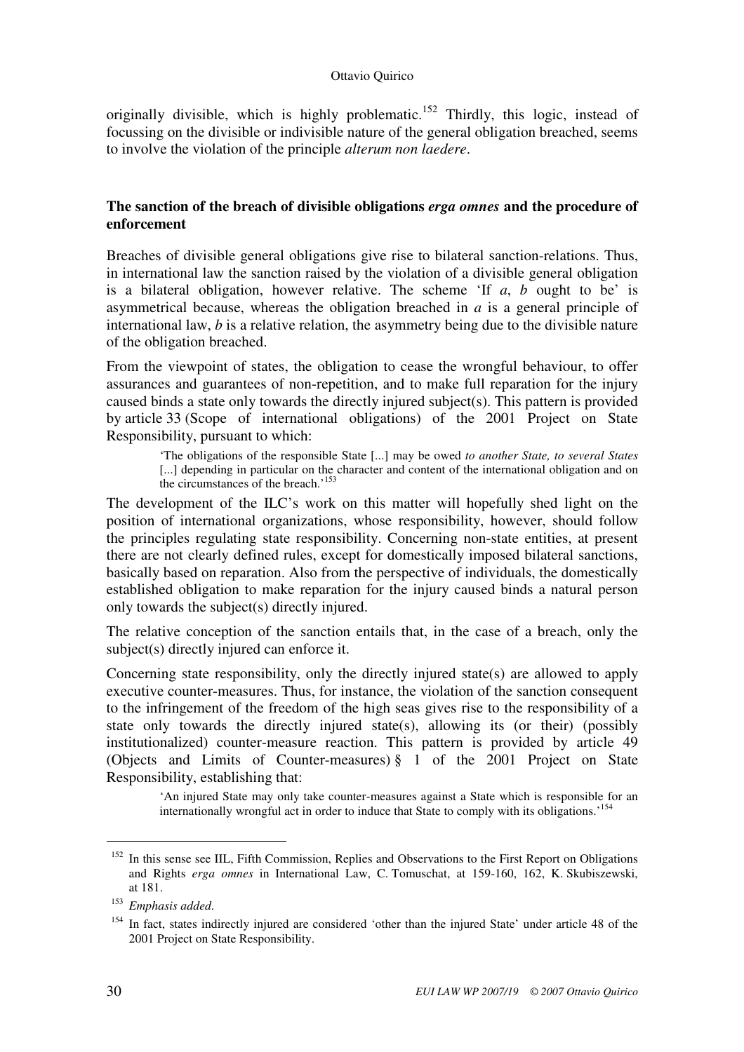originally divisible, which is highly problematic.[152] Thirdly, this logic, instead of focussing on the divisible or indivisible nature of the general obligation breached, seems to involve the violation of the principle *alterum non laedere*.

## The sanction of the breach of divisible obligations *erga omnes* and the procedure of enforcement

Breaches of divisible general obligations give rise to bilateral sanction-relations. Thus, in international law the sanction raised by the violation of a divisible general obligation is a bilateral obligation, however relative. The scheme 'If *a*, *b* ought to be' is asymmetrical because, whereas the obligation breached in *a* is a general principle of international law, *b* is a relative relation, the asymmetry being due to the divisible nature of the obligation breached.

From the viewpoint of states, the obligation to cease the wrongful behaviour, to offer assurances and guarantees of non-repetition, and to make full reparation for the injury caused binds a state only towards the directly injured subject(s). This pattern is provided by article 33 (Scope of international obligations) of the 2001 Project on State Responsibility, pursuant to which:

> 'The obligations of the responsible State [...] may be owed *to another State, to several States* [...] depending in particular on the character and content of the international obligation and on the circumstances of the breach.'[153]

The development of the ILC's work on this matter will hopefully shed light on the position of international organizations, whose responsibility, however, should follow the principles regulating state responsibility. Concerning non-state entities, at present there are not clearly defined rules, except for domestically imposed bilateral sanctions, basically based on reparation. Also from the perspective of individuals, the domestically established obligation to make reparation for the injury caused binds a natural person only towards the subject(s) directly injured.

The relative conception of the sanction entails that, in the case of a breach, only the subject(s) directly injured can enforce it.

Concerning state responsibility, only the directly injured state(s) are allowed to apply executive counter-measures. Thus, for instance, the violation of the sanction consequent to the infringement of the freedom of the high seas gives rise to the responsibility of a state only towards the directly injured state(s), allowing its (or their) (possibly institutionalized) counter-measure reaction. This pattern is provided by article 49 (Objects and Limits of Counter-measures) § 1 of the 2001 Project on State Responsibility, establishing that:

> 'An injured State may only take counter-measures against a State which is responsible for an internationally wrongful act in order to induce that State to comply with its obligations.'[154]

---

[152] In this sense see IIL, Fifth Commission, Replies and Observations to the First Report on Obligations and Rights *erga omnes* in International Law, C. Tomuschat, at 159-160, 162, K. Skubiszewski, at 181.

[153] *Emphasis added.*

[154] In fact, states indirectly injured are considered 'other than the injured State' under article 48 of the 2001 Project on State Responsibility.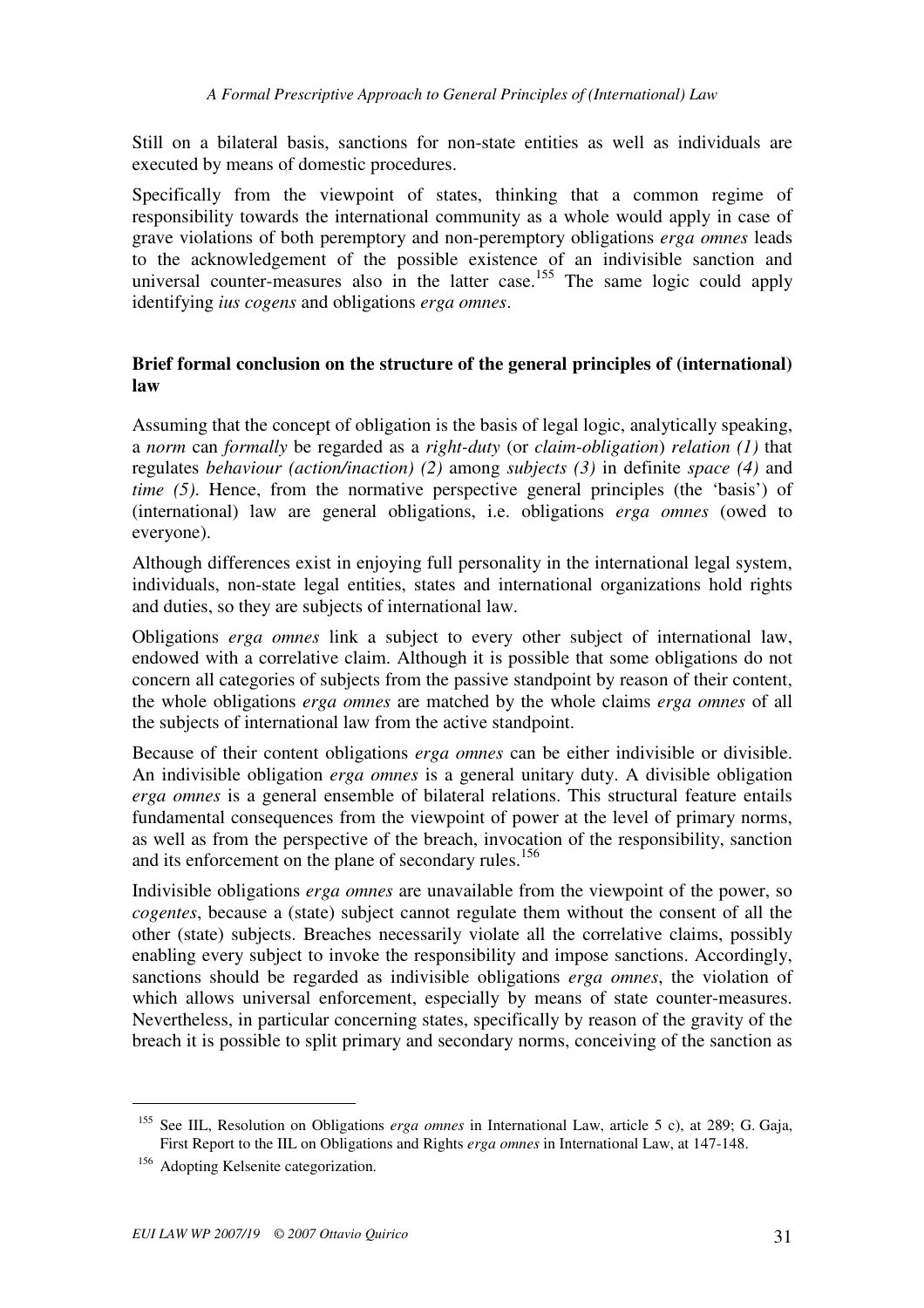Still on a bilateral basis, sanctions for non-state entities as well as individuals are executed by means of domestic procedures.

Specifically from the viewpoint of states, thinking that a common regime of responsibility towards the international community as a whole would apply in case of grave violations of both peremptory and non-peremptory obligations *erga omnes* leads to the acknowledgement of the possible existence of an indivisible sanction and universal counter-measures also in the latter case.[155] The same logic could apply identifying *ius cogens* and obligations *erga omnes*.

**Brief formal conclusion on the structure of the general principles of (international) law**

Assuming that the concept of obligation is the basis of legal logic, analytically speaking, a *norm* can *formally* be regarded as a *right-duty* (or *claim-obligation*) *relation (1)* that regulates *behaviour (action/inaction) (2)* among *subjects (3)* in definite *space (4)* and *time (5)*. Hence, from the normative perspective general principles (the 'basis') of (international) law are general obligations, i.e. obligations *erga omnes* (owed to everyone).

Although differences exist in enjoying full personality in the international legal system, individuals, non-state legal entities, states and international organizations hold rights and duties, so they are subjects of international law.

Obligations *erga omnes* link a subject to every other subject of international law, endowed with a correlative claim. Although it is possible that some obligations do not concern all categories of subjects from the passive standpoint by reason of their content, the whole obligations *erga omnes* are matched by the whole claims *erga omnes* of all the subjects of international law from the active standpoint.

Because of their content obligations *erga omnes* can be either indivisible or divisible. An indivisible obligation *erga omnes* is a general unitary duty. A divisible obligation *erga omnes* is a general ensemble of bilateral relations. This structural feature entails fundamental consequences from the viewpoint of power at the level of primary norms, as well as from the perspective of the breach, invocation of the responsibility, sanction and its enforcement on the plane of secondary rules.[156]

Indivisible obligations *erga omnes* are unavailable from the viewpoint of the power, so *cogentes*, because a (state) subject cannot regulate them without the consent of all the other (state) subjects. Breaches necessarily violate all the correlative claims, possibly enabling every subject to invoke the responsibility and impose sanctions. Accordingly, sanctions should be regarded as indivisible obligations *erga omnes*, the violation of which allows universal enforcement, especially by means of state counter-measures. Nevertheless, in particular concerning states, specifically by reason of the gravity of the breach it is possible to split primary and secondary norms, conceiving of the sanction as

---

[155] See IIL, Resolution on Obligations *erga omnes* in International Law, article 5 c), at 289; G. Gaja, First Report to the IIL on Obligations and Rights *erga omnes* in International Law, at 147-148.

[156] Adopting Kelsenite categorization.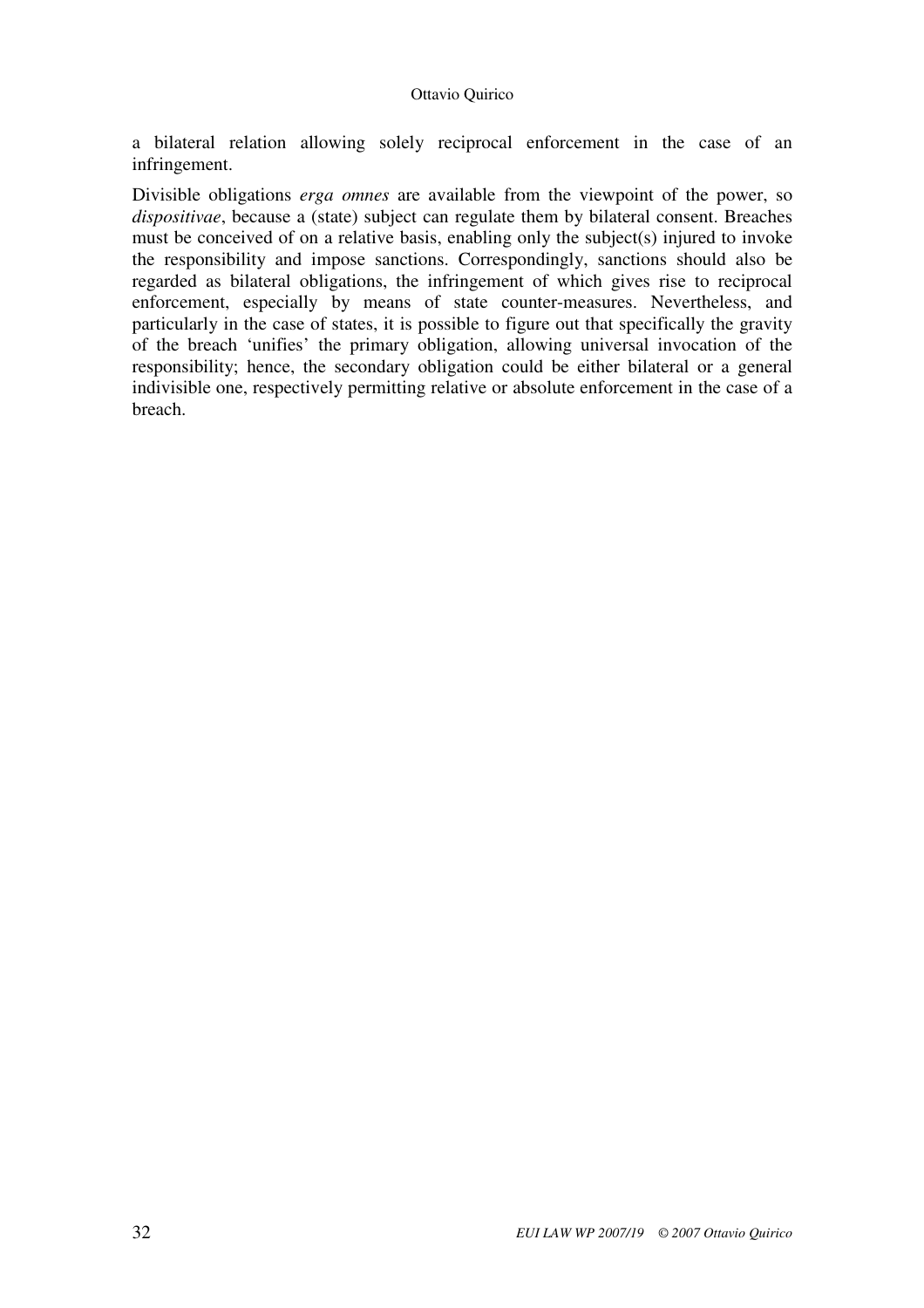a bilateral relation allowing solely reciprocal enforcement in the case of an infringement.

Divisible obligations *erga omnes* are available from the viewpoint of the power, so *dispositivae*, because a (state) subject can regulate them by bilateral consent. Breaches must be conceived of on a relative basis, enabling only the subject(s) injured to invoke the responsibility and impose sanctions. Correspondingly, sanctions should also be regarded as bilateral obligations, the infringement of which gives rise to reciprocal enforcement, especially by means of state counter-measures. Nevertheless, and particularly in the case of states, it is possible to figure out that specifically the gravity of the breach 'unifies' the primary obligation, allowing universal invocation of the responsibility; hence, the secondary obligation could be either bilateral or a general indivisible one, respectively permitting relative or absolute enforcement in the case of a breach.